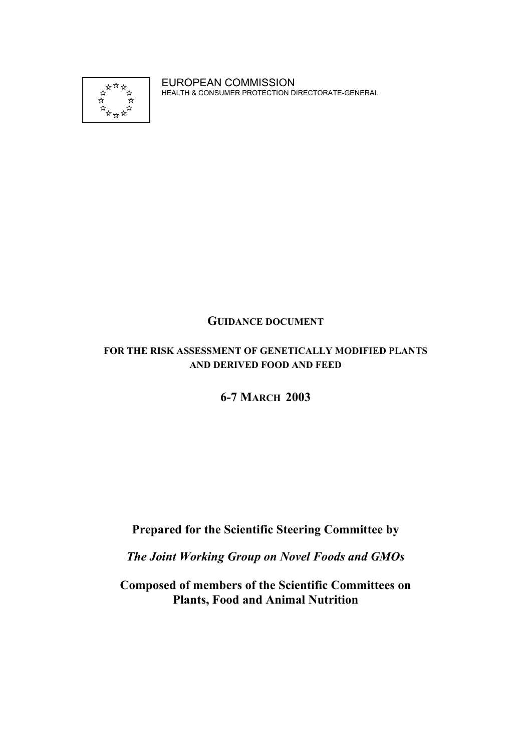EUROPEAN COMMISSION
HEALTH & CONSUMER PROTECTION DIRECTORATE-GENERAL

# GUIDANCE DOCUMENT

## FOR THE RISK ASSESSMENT OF GENETICALLY MODIFIED PLANTS AND DERIVED FOOD AND FEED

**6-7 MARCH 2003**

**Prepared for the Scientific Steering Committee by**

***The Joint Working Group on Novel Foods and GMOs***

**Composed of members of the Scientific Committees on Plants, Food and Animal Nutrition**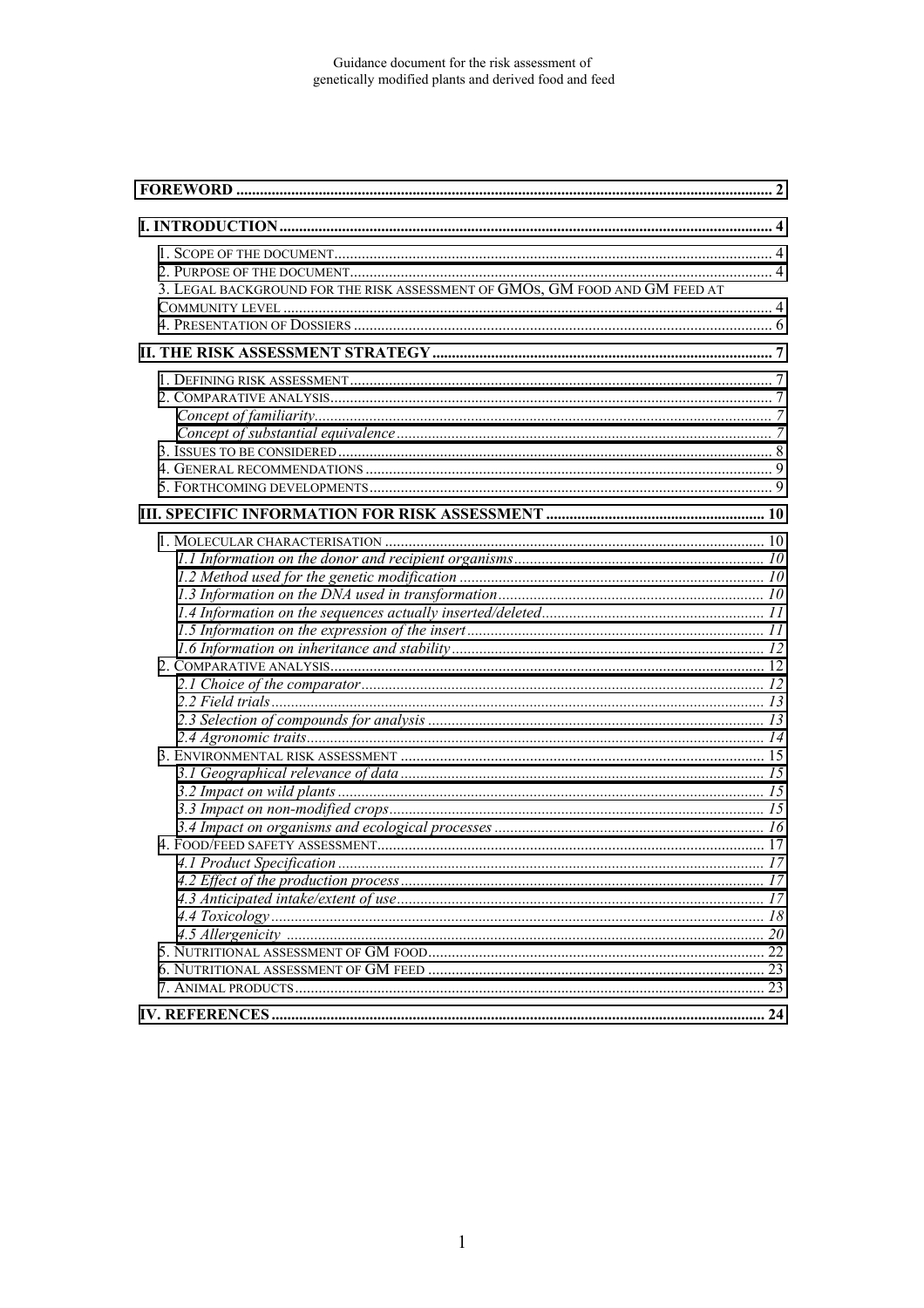**FOREWORD** ..... 2

**I. INTRODUCTION** ..... 4

1. SCOPE OF THE DOCUMENT ..... 4
2. PURPOSE OF THE DOCUMENT ..... 4
3. LEGAL BACKGROUND FOR THE RISK ASSESSMENT OF GMOS, GM FOOD AND GM FEED AT COMMUNITY LEVEL ..... 4
4. PRESENTATION OF DOSSIERS ..... 6

**II. THE RISK ASSESSMENT STRATEGY** ..... 7

1. DEFINING RISK ASSESSMENT ..... 7
2. COMPARATIVE ANALYSIS ..... 7
   - *Concept of familiarity* ..... 7
   - *Concept of substantial equivalence* ..... 7
3. ISSUES TO BE CONSIDERED ..... 8
4. GENERAL RECOMMENDATIONS ..... 9
5. FORTHCOMING DEVELOPMENTS ..... 9

**III. SPECIFIC INFORMATION FOR RISK ASSESSMENT** ..... 10

1. MOLECULAR CHARACTERISATION ..... 10
   - *1.1 Information on the donor and recipient organisms* ..... 10
   - *1.2 Method used for the genetic modification* ..... 10
   - *1.3 Information on the DNA used in transformation* ..... 10
   - *1.4 Information on the sequences actually inserted/deleted* ..... 11
   - *1.5 Information on the expression of the insert* ..... 11
   - *1.6 Information on inheritance and stability* ..... 12
2. COMPARATIVE ANALYSIS ..... 12
   - *2.1 Choice of the comparator* ..... 12
   - *2.2 Field trials* ..... 13
   - *2.3 Selection of compounds for analysis* ..... 13
   - *2.4 Agronomic traits* ..... 14
3. ENVIRONMENTAL RISK ASSESSMENT ..... 15
   - *3.1 Geographical relevance of data* ..... 15
   - *3.2 Impact on wild plants* ..... 15
   - *3.3 Impact on non-modified crops* ..... 15
   - *3.4 Impact on organisms and ecological processes* ..... 16
4. FOOD/FEED SAFETY ASSESSMENT ..... 17
   - *4.1 Product Specification* ..... 17
   - *4.2 Effect of the production process* ..... 17
   - *4.3 Anticipated intake/extent of use* ..... 17
   - *4.4 Toxicology* ..... 18
   - *4.5 Allergenicity* ..... 20
5. NUTRITIONAL ASSESSMENT OF GM FOOD ..... 22
6. NUTRITIONAL ASSESSMENT OF GM FEED ..... 23
7. ANIMAL PRODUCTS ..... 23

**IV. REFERENCES** ..... 24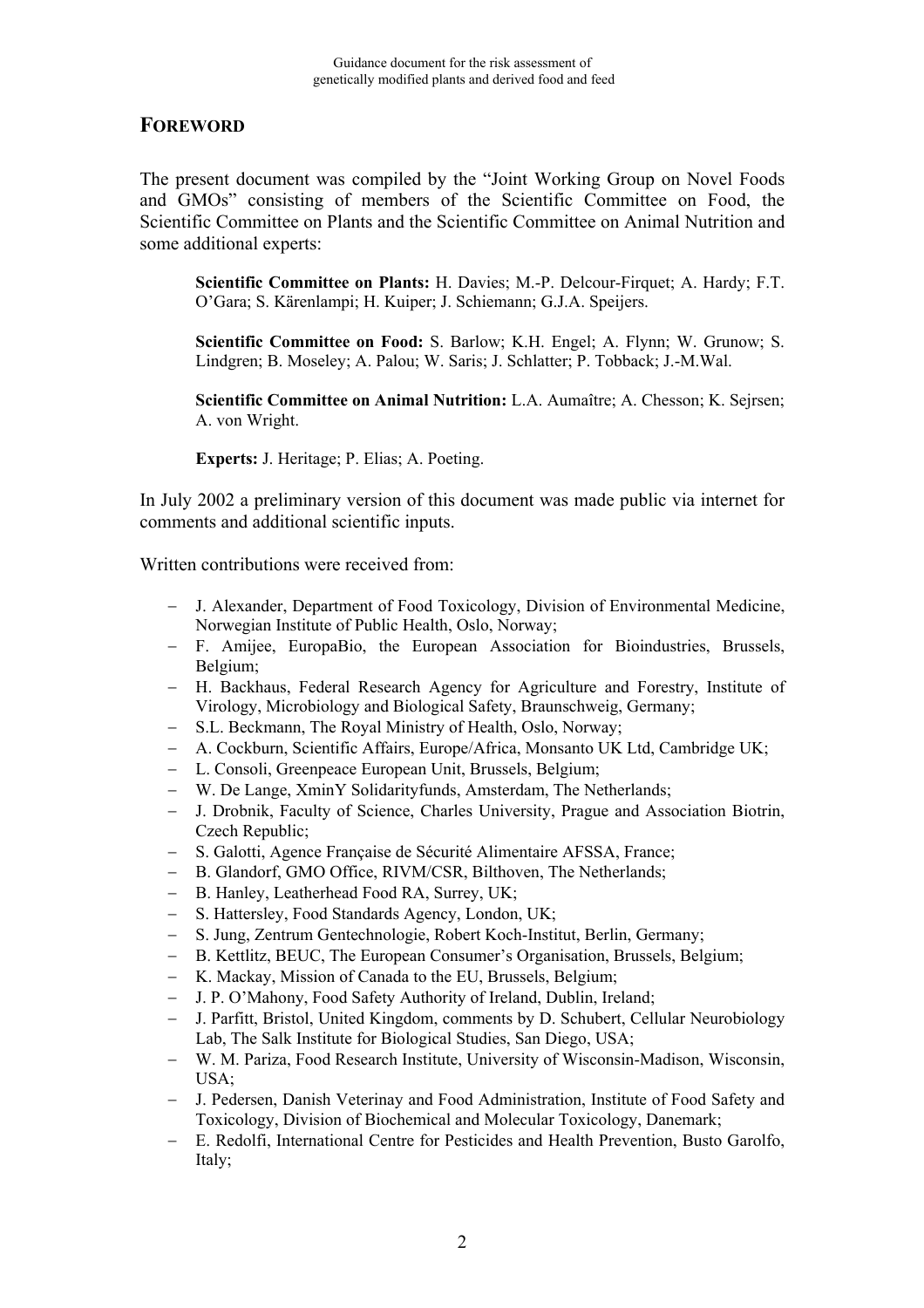## FOREWORD

The present document was compiled by the "Joint Working Group on Novel Foods and GMOs" consisting of members of the Scientific Committee on Food, the Scientific Committee on Plants and the Scientific Committee on Animal Nutrition and some additional experts:

> **Scientific Committee on Plants:** H. Davies; M.-P. Delcour-Firquet; A. Hardy; F.T. O'Gara; S. Kärenlampi; H. Kuiper; J. Schiemann; G.J.A. Speijers.
>
> **Scientific Committee on Food:** S. Barlow; K.H. Engel; A. Flynn; W. Grunow; S. Lindgren; B. Moseley; A. Palou; W. Saris; J. Schlatter; P. Tobback; J.-M.Wal.
>
> **Scientific Committee on Animal Nutrition:** L.A. Aumaître; A. Chesson; K. Sejrsen; A. von Wright.
>
> **Experts:** J. Heritage; P. Elias; A. Poeting.

In July 2002 a preliminary version of this document was made public via internet for comments and additional scientific inputs.

Written contributions were received from:

- J. Alexander, Department of Food Toxicology, Division of Environmental Medicine, Norwegian Institute of Public Health, Oslo, Norway;
- F. Amijee, EuropaBio, the European Association for Bioindustries, Brussels, Belgium;
- H. Backhaus, Federal Research Agency for Agriculture and Forestry, Institute of Virology, Microbiology and Biological Safety, Braunschweig, Germany;
- S.L. Beckmann, The Royal Ministry of Health, Oslo, Norway;
- A. Cockburn, Scientific Affairs, Europe/Africa, Monsanto UK Ltd, Cambridge UK;
- L. Consoli, Greenpeace European Unit, Brussels, Belgium;
- W. De Lange, XminY Solidarityfunds, Amsterdam, The Netherlands;
- J. Drobnik, Faculty of Science, Charles University, Prague and Association Biotrin, Czech Republic;
- S. Galotti, Agence Française de Sécurité Alimentaire AFSSA, France;
- B. Glandorf, GMO Office, RIVM/CSR, Bilthoven, The Netherlands;
- B. Hanley, Leatherhead Food RA, Surrey, UK;
- S. Hattersley, Food Standards Agency, London, UK;
- S. Jung, Zentrum Gentechnologie, Robert Koch-Institut, Berlin, Germany;
- B. Kettlitz, BEUC, The European Consumer's Organisation, Brussels, Belgium;
- K. Mackay, Mission of Canada to the EU, Brussels, Belgium;
- J. P. O'Mahony, Food Safety Authority of Ireland, Dublin, Ireland;
- J. Parfitt, Bristol, United Kingdom, comments by D. Schubert, Cellular Neurobiology Lab, The Salk Institute for Biological Studies, San Diego, USA;
- W. M. Pariza, Food Research Institute, University of Wisconsin-Madison, Wisconsin, USA;
- J. Pedersen, Danish Veterinay and Food Administration, Institute of Food Safety and Toxicology, Division of Biochemical and Molecular Toxicology, Danemark;
- E. Redolfi, International Centre for Pesticides and Health Prevention, Busto Garolfo, Italy;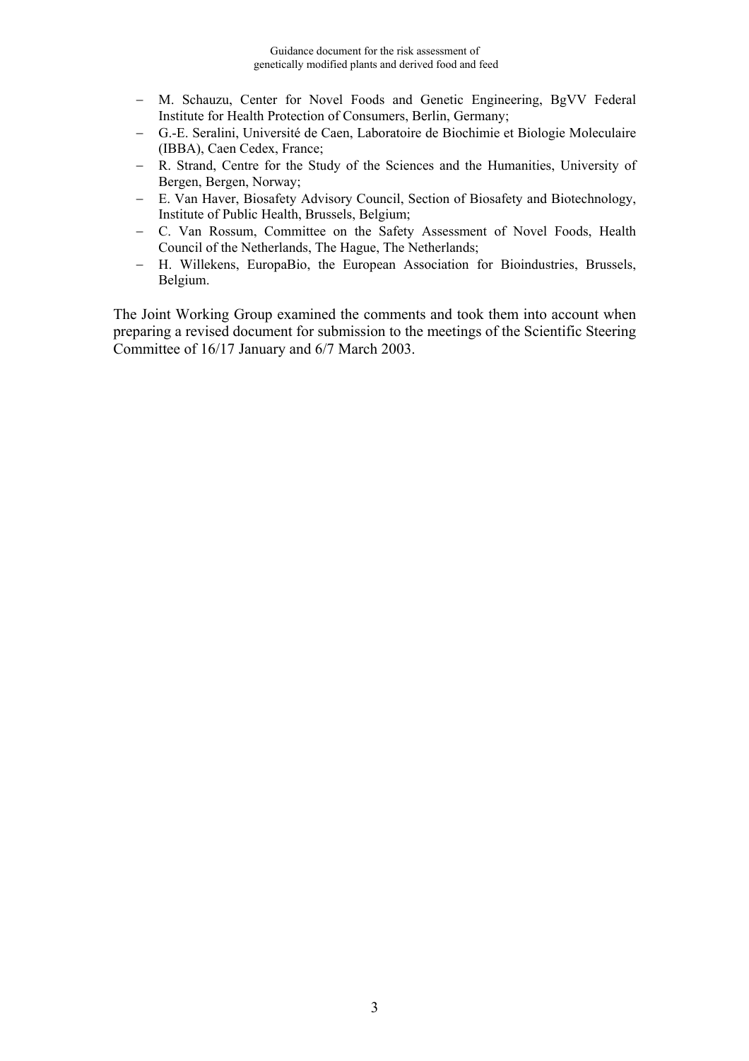- M. Schauzu, Center for Novel Foods and Genetic Engineering, BgVV Federal Institute for Health Protection of Consumers, Berlin, Germany;
- G.-E. Seralini, Université de Caen, Laboratoire de Biochimie et Biologie Moleculaire (IBBA), Caen Cedex, France;
- R. Strand, Centre for the Study of the Sciences and the Humanities, University of Bergen, Bergen, Norway;
- E. Van Haver, Biosafety Advisory Council, Section of Biosafety and Biotechnology, Institute of Public Health, Brussels, Belgium;
- C. Van Rossum, Committee on the Safety Assessment of Novel Foods, Health Council of the Netherlands, The Hague, The Netherlands;
- H. Willekens, EuropaBio, the European Association for Bioindustries, Brussels, Belgium.

The Joint Working Group examined the comments and took them into account when preparing a revised document for submission to the meetings of the Scientific Steering Committee of 16/17 January and 6/7 March 2003.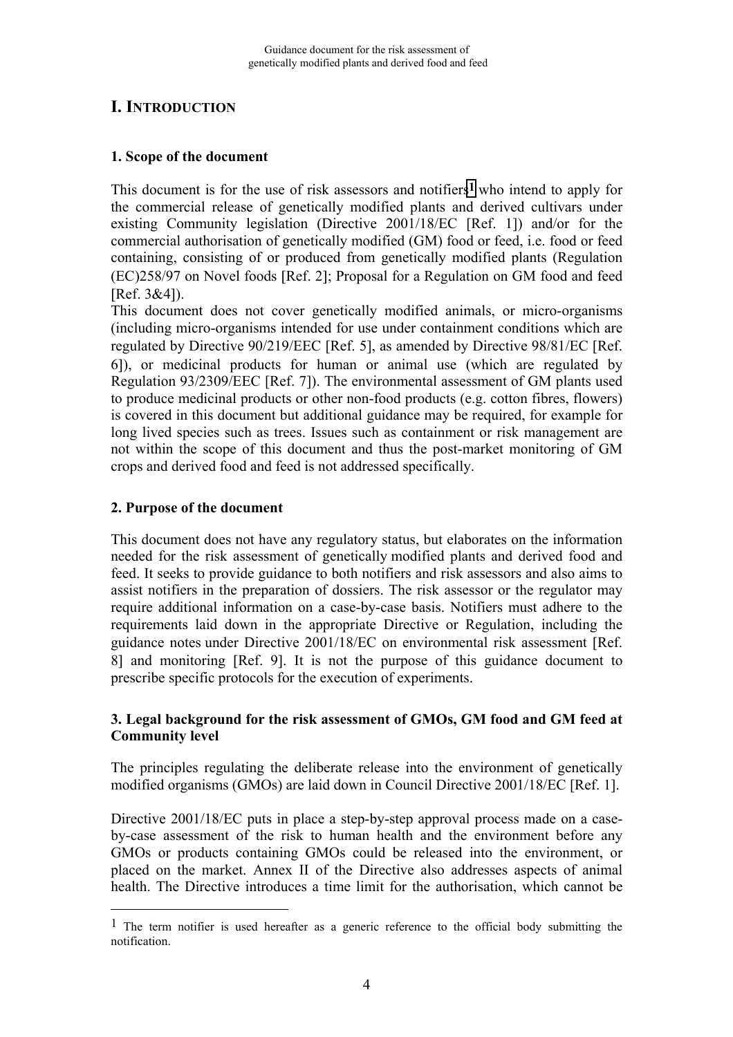# I. INTRODUCTION

## 1. Scope of the document

This document is for the use of risk assessors and notifiers[1] who intend to apply for the commercial release of genetically modified plants and derived cultivars under existing Community legislation (Directive 2001/18/EC [Ref. 1]) and/or for the commercial authorisation of genetically modified (GM) food or feed, i.e. food or feed containing, consisting of or produced from genetically modified plants (Regulation (EC)258/97 on Novel foods [Ref. 2]; Proposal for a Regulation on GM food and feed [Ref. 3&4]).

This document does not cover genetically modified animals, or micro-organisms (including micro-organisms intended for use under containment conditions which are regulated by Directive 90/219/EEC [Ref. 5], as amended by Directive 98/81/EC [Ref. 6]), or medicinal products for human or animal use (which are regulated by Regulation 93/2309/EEC [Ref. 7]). The environmental assessment of GM plants used to produce medicinal products or other non-food products (e.g. cotton fibres, flowers) is covered in this document but additional guidance may be required, for example for long lived species such as trees. Issues such as containment or risk management are not within the scope of this document and thus the post-market monitoring of GM crops and derived food and feed is not addressed specifically.

## 2. Purpose of the document

This document does not have any regulatory status, but elaborates on the information needed for the risk assessment of genetically modified plants and derived food and feed. It seeks to provide guidance to both notifiers and risk assessors and also aims to assist notifiers in the preparation of dossiers. The risk assessor or the regulator may require additional information on a case-by-case basis. Notifiers must adhere to the requirements laid down in the appropriate Directive or Regulation, including the guidance notes under Directive 2001/18/EC on environmental risk assessment [Ref. 8] and monitoring [Ref. 9]. It is not the purpose of this guidance document to prescribe specific protocols for the execution of experiments.

## 3. Legal background for the risk assessment of GMOs, GM food and GM feed at Community level

The principles regulating the deliberate release into the environment of genetically modified organisms (GMOs) are laid down in Council Directive 2001/18/EC [Ref. 1].

Directive 2001/18/EC puts in place a step-by-step approval process made on a case-by-case assessment of the risk to human health and the environment before any GMOs or products containing GMOs could be released into the environment, or placed on the market. Annex II of the Directive also addresses aspects of animal health. The Directive introduces a time limit for the authorisation, which cannot be

[1] The term notifier is used hereafter as a generic reference to the official body submitting the notification.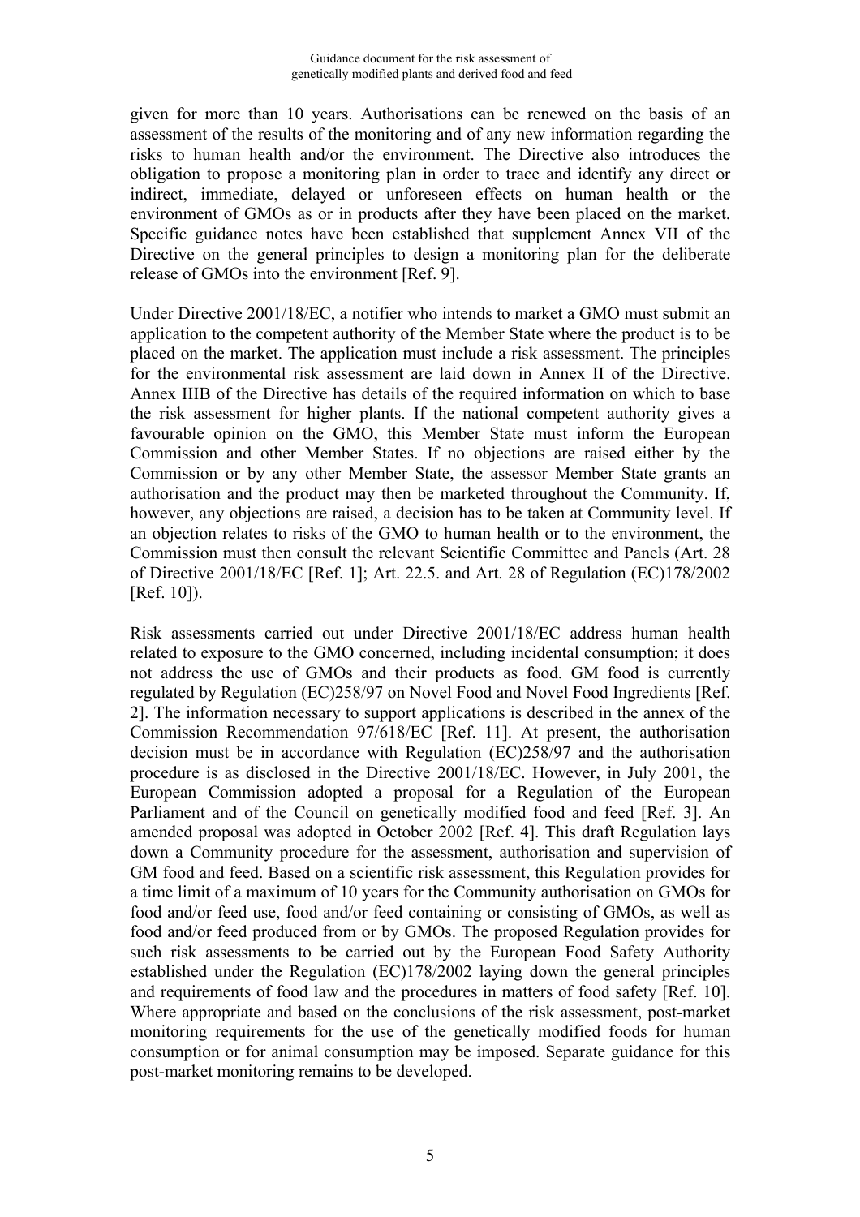given for more than 10 years. Authorisations can be renewed on the basis of an assessment of the results of the monitoring and of any new information regarding the risks to human health and/or the environment. The Directive also introduces the obligation to propose a monitoring plan in order to trace and identify any direct or indirect, immediate, delayed or unforeseen effects on human health or the environment of GMOs as or in products after they have been placed on the market. Specific guidance notes have been established that supplement Annex VII of the Directive on the general principles to design a monitoring plan for the deliberate release of GMOs into the environment [Ref. 9].

Under Directive 2001/18/EC, a notifier who intends to market a GMO must submit an application to the competent authority of the Member State where the product is to be placed on the market. The application must include a risk assessment. The principles for the environmental risk assessment are laid down in Annex II of the Directive. Annex IIIB of the Directive has details of the required information on which to base the risk assessment for higher plants. If the national competent authority gives a favourable opinion on the GMO, this Member State must inform the European Commission and other Member States. If no objections are raised either by the Commission or by any other Member State, the assessor Member State grants an authorisation and the product may then be marketed throughout the Community. If, however, any objections are raised, a decision has to be taken at Community level. If an objection relates to risks of the GMO to human health or to the environment, the Commission must then consult the relevant Scientific Committee and Panels (Art. 28 of Directive 2001/18/EC [Ref. 1]; Art. 22.5. and Art. 28 of Regulation (EC)178/2002 [Ref. 10]).

Risk assessments carried out under Directive 2001/18/EC address human health related to exposure to the GMO concerned, including incidental consumption; it does not address the use of GMOs and their products as food. GM food is currently regulated by Regulation (EC)258/97 on Novel Food and Novel Food Ingredients [Ref. 2]. The information necessary to support applications is described in the annex of the Commission Recommendation 97/618/EC [Ref. 11]. At present, the authorisation decision must be in accordance with Regulation (EC)258/97 and the authorisation procedure is as disclosed in the Directive 2001/18/EC. However, in July 2001, the European Commission adopted a proposal for a Regulation of the European Parliament and of the Council on genetically modified food and feed [Ref. 3]. An amended proposal was adopted in October 2002 [Ref. 4]. This draft Regulation lays down a Community procedure for the assessment, authorisation and supervision of GM food and feed. Based on a scientific risk assessment, this Regulation provides for a time limit of a maximum of 10 years for the Community authorisation on GMOs for food and/or feed use, food and/or feed containing or consisting of GMOs, as well as food and/or feed produced from or by GMOs. The proposed Regulation provides for such risk assessments to be carried out by the European Food Safety Authority established under the Regulation (EC)178/2002 laying down the general principles and requirements of food law and the procedures in matters of food safety [Ref. 10]. Where appropriate and based on the conclusions of the risk assessment, post-market monitoring requirements for the use of the genetically modified foods for human consumption or for animal consumption may be imposed. Separate guidance for this post-market monitoring remains to be developed.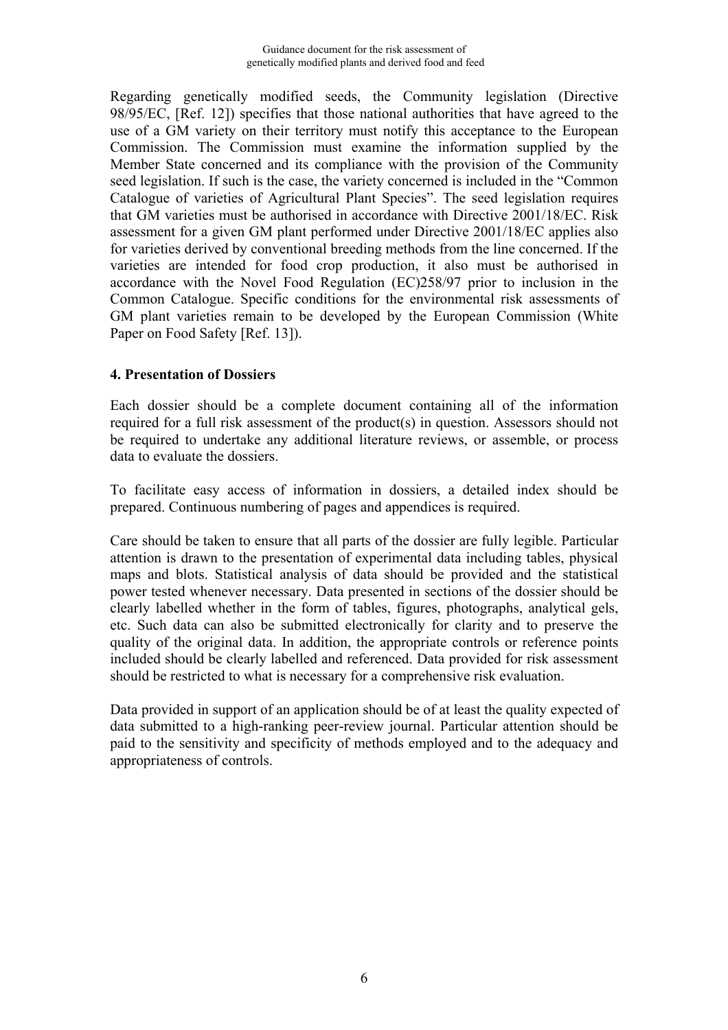Regarding genetically modified seeds, the Community legislation (Directive 98/95/EC, [Ref. 12]) specifies that those national authorities that have agreed to the use of a GM variety on their territory must notify this acceptance to the European Commission. The Commission must examine the information supplied by the Member State concerned and its compliance with the provision of the Community seed legislation. If such is the case, the variety concerned is included in the "Common Catalogue of varieties of Agricultural Plant Species". The seed legislation requires that GM varieties must be authorised in accordance with Directive 2001/18/EC. Risk assessment for a given GM plant performed under Directive 2001/18/EC applies also for varieties derived by conventional breeding methods from the line concerned. If the varieties are intended for food crop production, it also must be authorised in accordance with the Novel Food Regulation (EC)258/97 prior to inclusion in the Common Catalogue. Specific conditions for the environmental risk assessments of GM plant varieties remain to be developed by the European Commission (White Paper on Food Safety [Ref. 13]).

## 4. Presentation of Dossiers

Each dossier should be a complete document containing all of the information required for a full risk assessment of the product(s) in question. Assessors should not be required to undertake any additional literature reviews, or assemble, or process data to evaluate the dossiers.

To facilitate easy access of information in dossiers, a detailed index should be prepared. Continuous numbering of pages and appendices is required.

Care should be taken to ensure that all parts of the dossier are fully legible. Particular attention is drawn to the presentation of experimental data including tables, physical maps and blots. Statistical analysis of data should be provided and the statistical power tested whenever necessary. Data presented in sections of the dossier should be clearly labelled whether in the form of tables, figures, photographs, analytical gels, etc. Such data can also be submitted electronically for clarity and to preserve the quality of the original data. In addition, the appropriate controls or reference points included should be clearly labelled and referenced. Data provided for risk assessment should be restricted to what is necessary for a comprehensive risk evaluation.

Data provided in support of an application should be of at least the quality expected of data submitted to a high-ranking peer-review journal. Particular attention should be paid to the sensitivity and specificity of methods employed and to the adequacy and appropriateness of controls.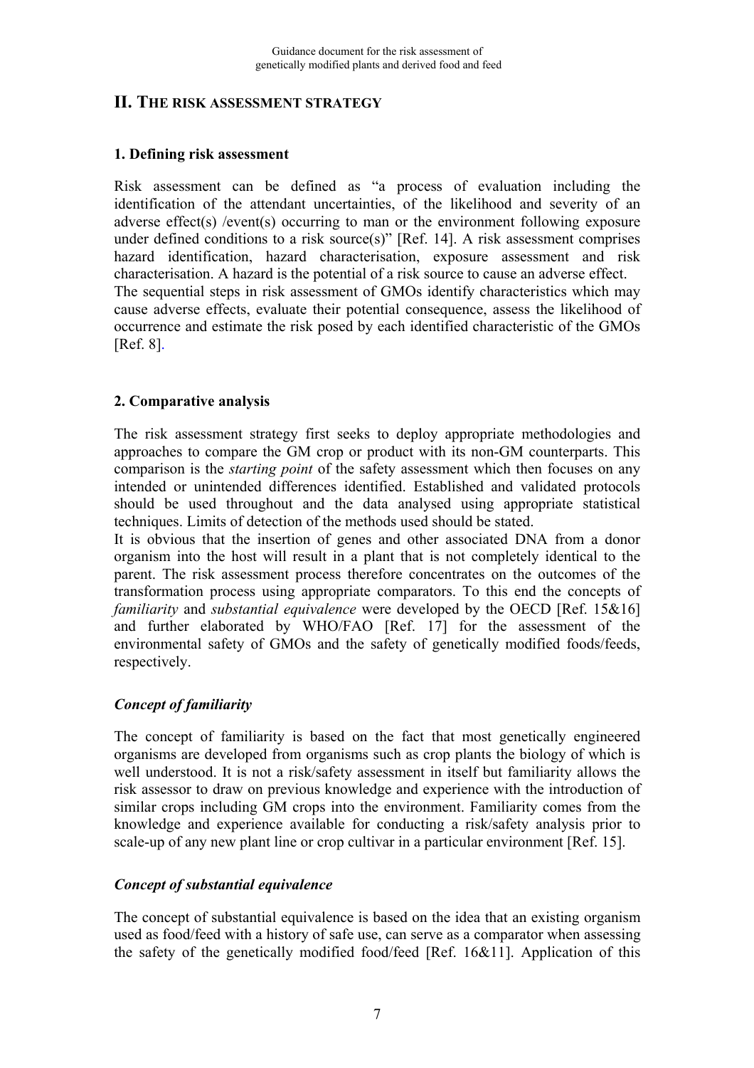## II. THE RISK ASSESSMENT STRATEGY

### 1. Defining risk assessment

Risk assessment can be defined as "a process of evaluation including the identification of the attendant uncertainties, of the likelihood and severity of an adverse effect(s) /event(s) occurring to man or the environment following exposure under defined conditions to a risk source(s)" [Ref. 14]. A risk assessment comprises hazard identification, hazard characterisation, exposure assessment and risk characterisation. A hazard is the potential of a risk source to cause an adverse effect. The sequential steps in risk assessment of GMOs identify characteristics which may cause adverse effects, evaluate their potential consequence, assess the likelihood of occurrence and estimate the risk posed by each identified characteristic of the GMOs [Ref. 8].

### 2. Comparative analysis

The risk assessment strategy first seeks to deploy appropriate methodologies and approaches to compare the GM crop or product with its non-GM counterparts. This comparison is the *starting point* of the safety assessment which then focuses on any intended or unintended differences identified. Established and validated protocols should be used throughout and the data analysed using appropriate statistical techniques. Limits of detection of the methods used should be stated.

It is obvious that the insertion of genes and other associated DNA from a donor organism into the host will result in a plant that is not completely identical to the parent. The risk assessment process therefore concentrates on the outcomes of the transformation process using appropriate comparators. To this end the concepts of *familiarity* and *substantial equivalence* were developed by the OECD [Ref. 15&16] and further elaborated by WHO/FAO [Ref. 17] for the assessment of the environmental safety of GMOs and the safety of genetically modified foods/feeds, respectively.

#### *Concept of familiarity*

The concept of familiarity is based on the fact that most genetically engineered organisms are developed from organisms such as crop plants the biology of which is well understood. It is not a risk/safety assessment in itself but familiarity allows the risk assessor to draw on previous knowledge and experience with the introduction of similar crops including GM crops into the environment. Familiarity comes from the knowledge and experience available for conducting a risk/safety analysis prior to scale-up of any new plant line or crop cultivar in a particular environment [Ref. 15].

#### *Concept of substantial equivalence*

The concept of substantial equivalence is based on the idea that an existing organism used as food/feed with a history of safe use, can serve as a comparator when assessing the safety of the genetically modified food/feed [Ref. 16&11]. Application of this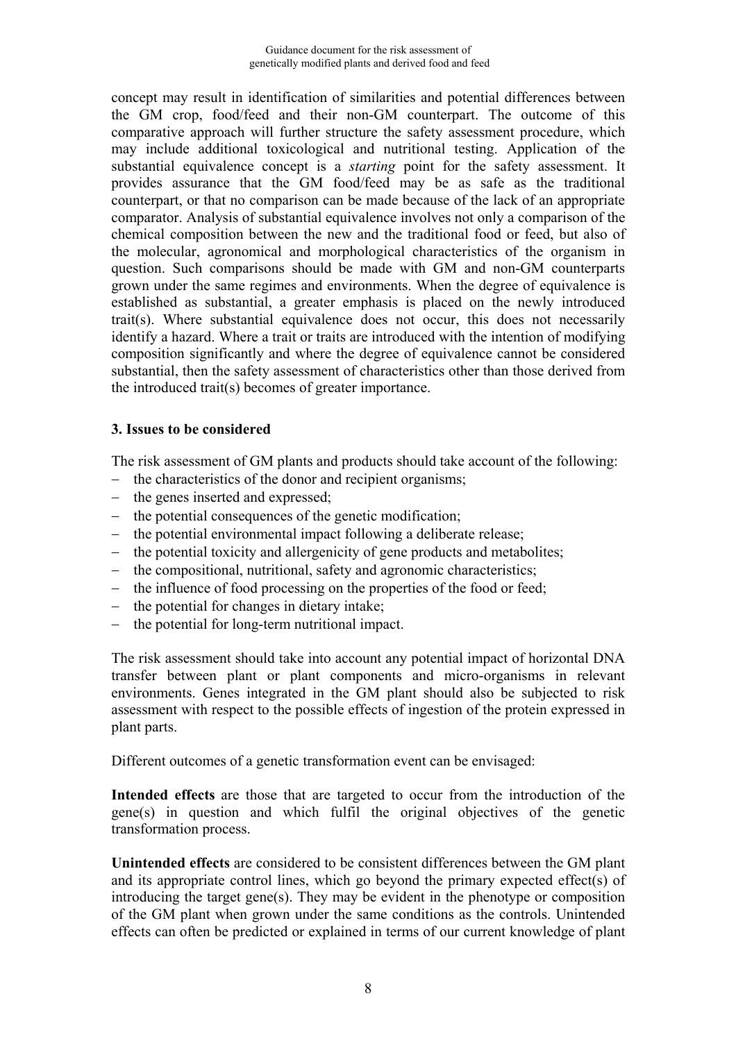concept may result in identification of similarities and potential differences between the GM crop, food/feed and their non-GM counterpart. The outcome of this comparative approach will further structure the safety assessment procedure, which may include additional toxicological and nutritional testing. Application of the substantial equivalence concept is a *starting* point for the safety assessment. It provides assurance that the GM food/feed may be as safe as the traditional counterpart, or that no comparison can be made because of the lack of an appropriate comparator. Analysis of substantial equivalence involves not only a comparison of the chemical composition between the new and the traditional food or feed, but also of the molecular, agronomical and morphological characteristics of the organism in question. Such comparisons should be made with GM and non-GM counterparts grown under the same regimes and environments. When the degree of equivalence is established as substantial, a greater emphasis is placed on the newly introduced trait(s). Where substantial equivalence does not occur, this does not necessarily identify a hazard. Where a trait or traits are introduced with the intention of modifying composition significantly and where the degree of equivalence cannot be considered substantial, then the safety assessment of characteristics other than those derived from the introduced trait(s) becomes of greater importance.

### 3. Issues to be considered

The risk assessment of GM plants and products should take account of the following:

- the characteristics of the donor and recipient organisms;
- the genes inserted and expressed;
- the potential consequences of the genetic modification;
- the potential environmental impact following a deliberate release;
- the potential toxicity and allergenicity of gene products and metabolites;
- the compositional, nutritional, safety and agronomic characteristics;
- the influence of food processing on the properties of the food or feed;
- the potential for changes in dietary intake;
- the potential for long-term nutritional impact.

The risk assessment should take into account any potential impact of horizontal DNA transfer between plant or plant components and micro-organisms in relevant environments. Genes integrated in the GM plant should also be subjected to risk assessment with respect to the possible effects of ingestion of the protein expressed in plant parts.

Different outcomes of a genetic transformation event can be envisaged:

**Intended effects** are those that are targeted to occur from the introduction of the gene(s) in question and which fulfil the original objectives of the genetic transformation process.

**Unintended effects** are considered to be consistent differences between the GM plant and its appropriate control lines, which go beyond the primary expected effect(s) of introducing the target gene(s). They may be evident in the phenotype or composition of the GM plant when grown under the same conditions as the controls. Unintended effects can often be predicted or explained in terms of our current knowledge of plant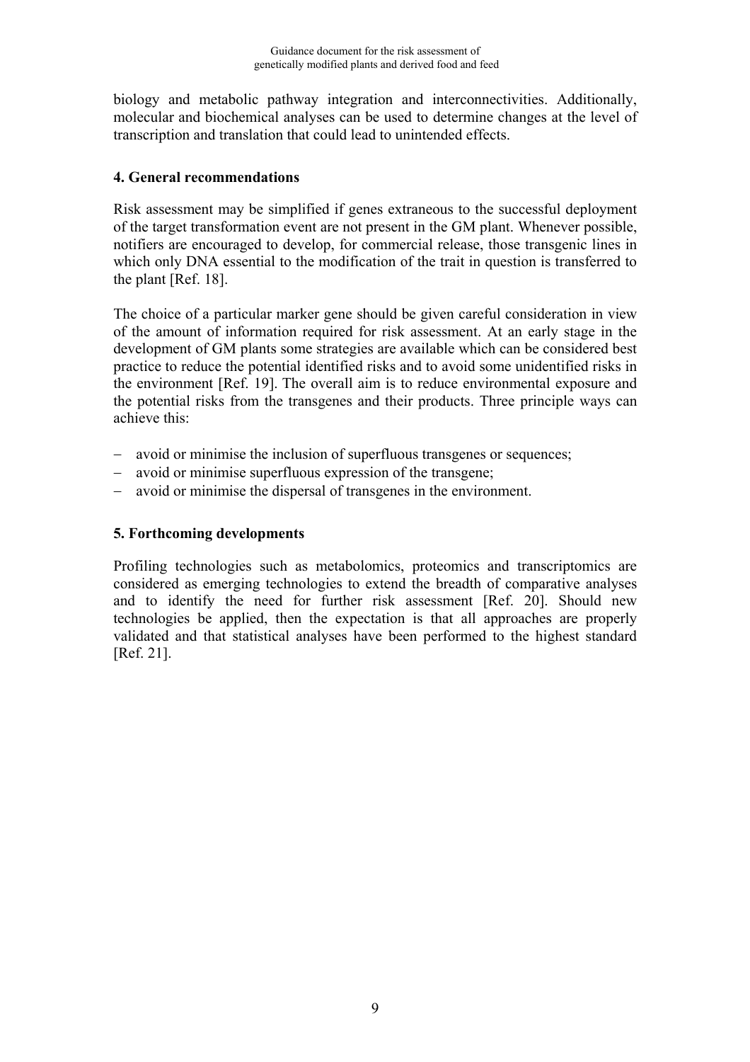biology and metabolic pathway integration and interconnectivities. Additionally, molecular and biochemical analyses can be used to determine changes at the level of transcription and translation that could lead to unintended effects.

## 4. General recommendations

Risk assessment may be simplified if genes extraneous to the successful deployment of the target transformation event are not present in the GM plant. Whenever possible, notifiers are encouraged to develop, for commercial release, those transgenic lines in which only DNA essential to the modification of the trait in question is transferred to the plant [Ref. 18].

The choice of a particular marker gene should be given careful consideration in view of the amount of information required for risk assessment. At an early stage in the development of GM plants some strategies are available which can be considered best practice to reduce the potential identified risks and to avoid some unidentified risks in the environment [Ref. 19]. The overall aim is to reduce environmental exposure and the potential risks from the transgenes and their products. Three principle ways can achieve this:

- avoid or minimise the inclusion of superfluous transgenes or sequences;
- avoid or minimise superfluous expression of the transgene;
- avoid or minimise the dispersal of transgenes in the environment.

## 5. Forthcoming developments

Profiling technologies such as metabolomics, proteomics and transcriptomics are considered as emerging technologies to extend the breadth of comparative analyses and to identify the need for further risk assessment [Ref. 20]. Should new technologies be applied, then the expectation is that all approaches are properly validated and that statistical analyses have been performed to the highest standard [Ref. 21].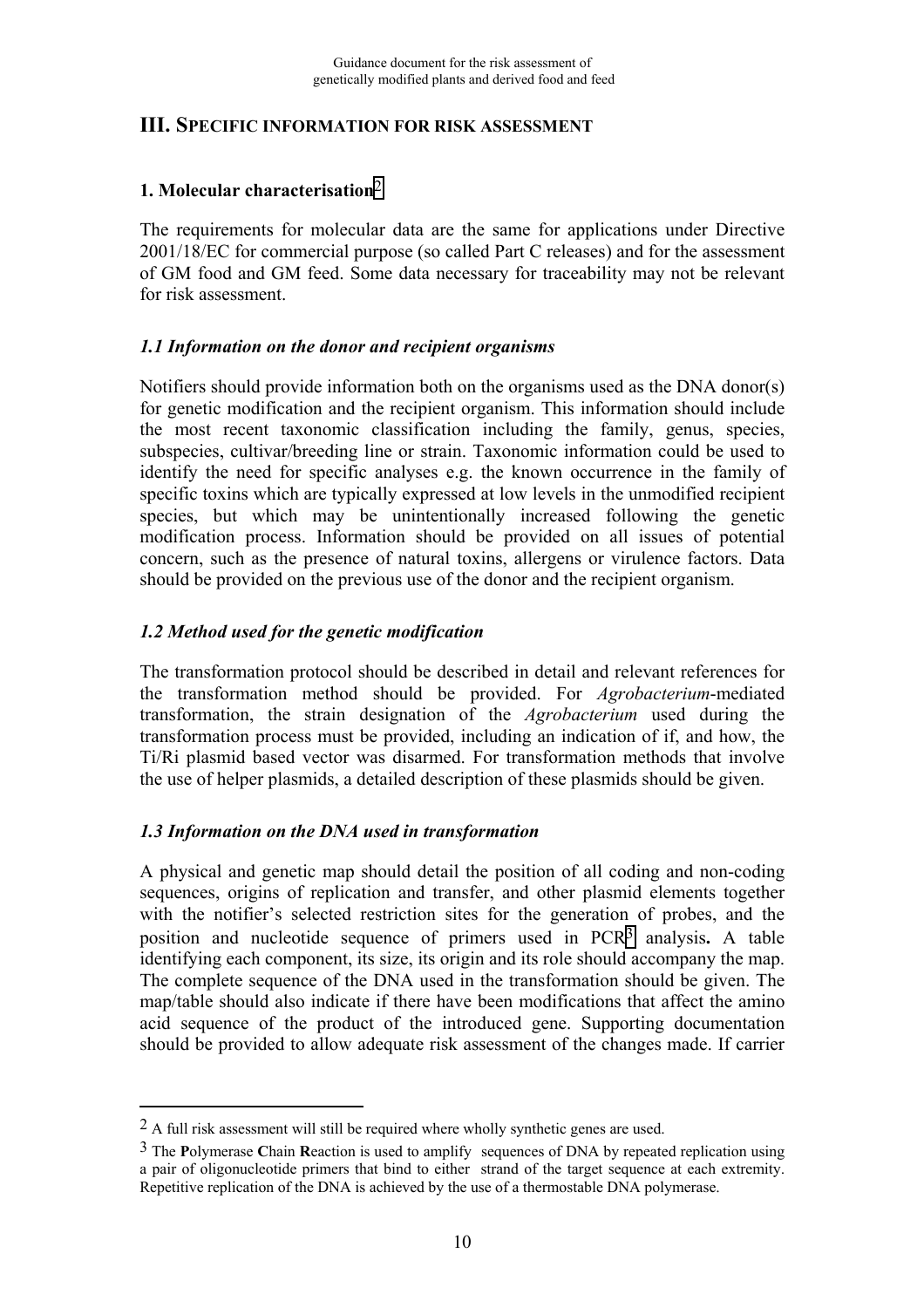## III. SPECIFIC INFORMATION FOR RISK ASSESSMENT

### 1. Molecular characterisation[2]

The requirements for molecular data are the same for applications under Directive 2001/18/EC for commercial purpose (so called Part C releases) and for the assessment of GM food and GM feed. Some data necessary for traceability may not be relevant for risk assessment.

#### *1.1 Information on the donor and recipient organisms*

Notifiers should provide information both on the organisms used as the DNA donor(s) for genetic modification and the recipient organism. This information should include the most recent taxonomic classification including the family, genus, species, subspecies, cultivar/breeding line or strain. Taxonomic information could be used to identify the need for specific analyses e.g. the known occurrence in the family of specific toxins which are typically expressed at low levels in the unmodified recipient species, but which may be unintentionally increased following the genetic modification process. Information should be provided on all issues of potential concern, such as the presence of natural toxins, allergens or virulence factors. Data should be provided on the previous use of the donor and the recipient organism.

#### *1.2 Method used for the genetic modification*

The transformation protocol should be described in detail and relevant references for the transformation method should be provided. For *Agrobacterium*-mediated transformation, the strain designation of the *Agrobacterium* used during the transformation process must be provided, including an indication of if, and how, the Ti/Ri plasmid based vector was disarmed. For transformation methods that involve the use of helper plasmids, a detailed description of these plasmids should be given.

#### *1.3 Information on the DNA used in transformation*

A physical and genetic map should detail the position of all coding and non-coding sequences, origins of replication and transfer, and other plasmid elements together with the notifier's selected restriction sites for the generation of probes, and the position and nucleotide sequence of primers used in PCR[3] analysis**.** A table identifying each component, its size, its origin and its role should accompany the map. The complete sequence of the DNA used in the transformation should be given. The map/table should also indicate if there have been modifications that affect the amino acid sequence of the product of the introduced gene. Supporting documentation should be provided to allow adequate risk assessment of the changes made. If carrier

---

[2] A full risk assessment will still be required where wholly synthetic genes are used.

[3] The **P**olymerase **C**hain **R**eaction is used to amplify sequences of DNA by repeated replication using a pair of oligonucleotide primers that bind to either strand of the target sequence at each extremity. Repetitive replication of the DNA is achieved by the use of a thermostable DNA polymerase.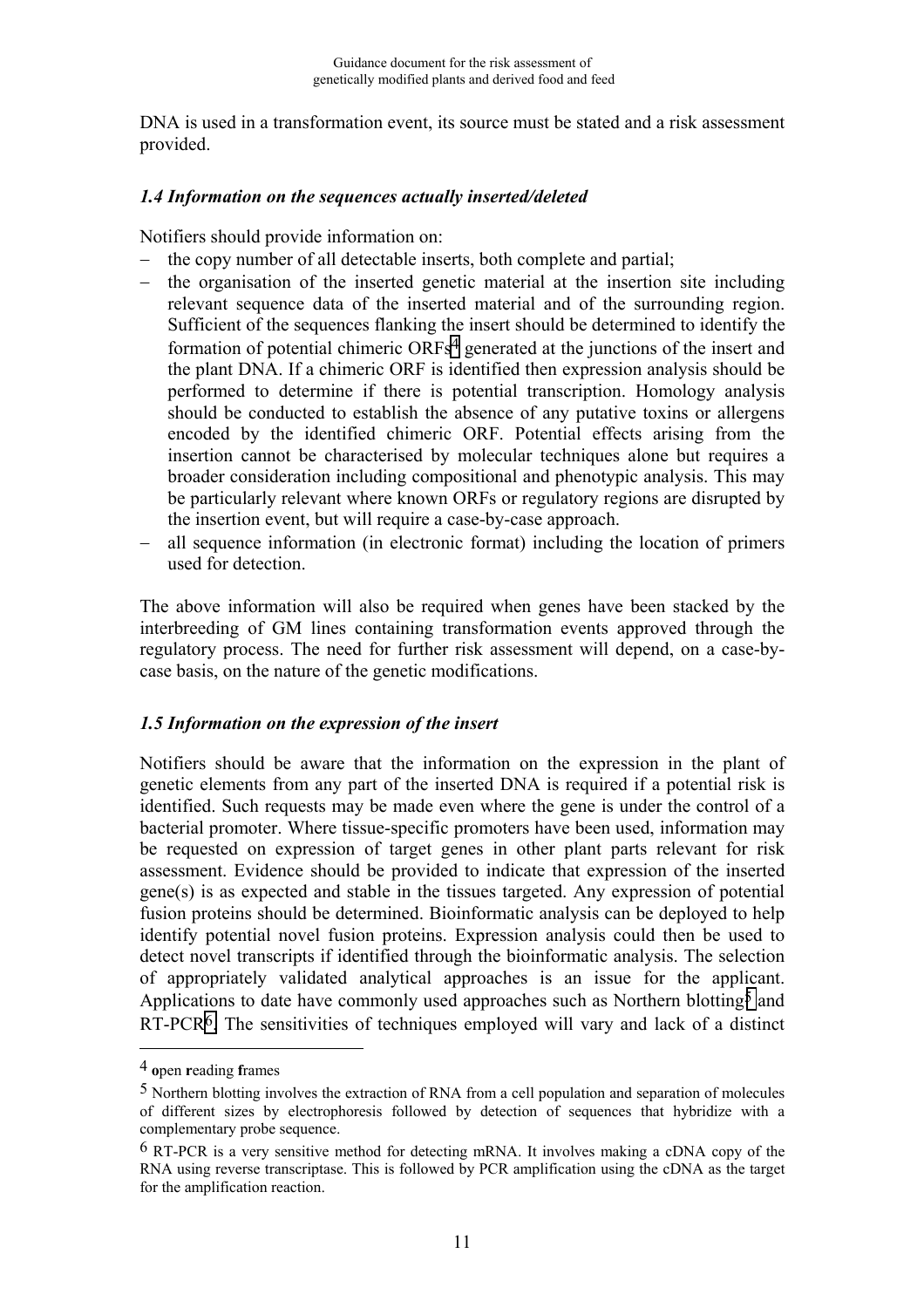DNA is used in a transformation event, its source must be stated and a risk assessment provided.

### *1.4 Information on the sequences actually inserted/deleted*

Notifiers should provide information on:

- the copy number of all detectable inserts, both complete and partial;
- the organisation of the inserted genetic material at the insertion site including relevant sequence data of the inserted material and of the surrounding region. Sufficient of the sequences flanking the insert should be determined to identify the formation of potential chimeric ORFs[4] generated at the junctions of the insert and the plant DNA. If a chimeric ORF is identified then expression analysis should be performed to determine if there is potential transcription. Homology analysis should be conducted to establish the absence of any putative toxins or allergens encoded by the identified chimeric ORF. Potential effects arising from the insertion cannot be characterised by molecular techniques alone but requires a broader consideration including compositional and phenotypic analysis. This may be particularly relevant where known ORFs or regulatory regions are disrupted by the insertion event, but will require a case-by-case approach.
- all sequence information (in electronic format) including the location of primers used for detection.

The above information will also be required when genes have been stacked by the interbreeding of GM lines containing transformation events approved through the regulatory process. The need for further risk assessment will depend, on a case-by-case basis, on the nature of the genetic modifications.

### *1.5 Information on the expression of the insert*

Notifiers should be aware that the information on the expression in the plant of genetic elements from any part of the inserted DNA is required if a potential risk is identified. Such requests may be made even where the gene is under the control of a bacterial promoter. Where tissue-specific promoters have been used, information may be requested on expression of target genes in other plant parts relevant for risk assessment. Evidence should be provided to indicate that expression of the inserted gene(s) is as expected and stable in the tissues targeted. Any expression of potential fusion proteins should be determined. Bioinformatic analysis can be deployed to help identify potential novel fusion proteins. Expression analysis could then be used to detect novel transcripts if identified through the bioinformatic analysis. The selection of appropriately validated analytical approaches is an issue for the applicant. Applications to date have commonly used approaches such as Northern blotting[5] and RT-PCR[6]. The sensitivities of techniques employed will vary and lack of a distinct

---

[4] **o**pen **r**eading **f**rames

[5] Northern blotting involves the extraction of RNA from a cell population and separation of molecules of different sizes by electrophoresis followed by detection of sequences that hybridize with a complementary probe sequence.

[6] RT-PCR is a very sensitive method for detecting mRNA. It involves making a cDNA copy of the RNA using reverse transcriptase. This is followed by PCR amplification using the cDNA as the target for the amplification reaction.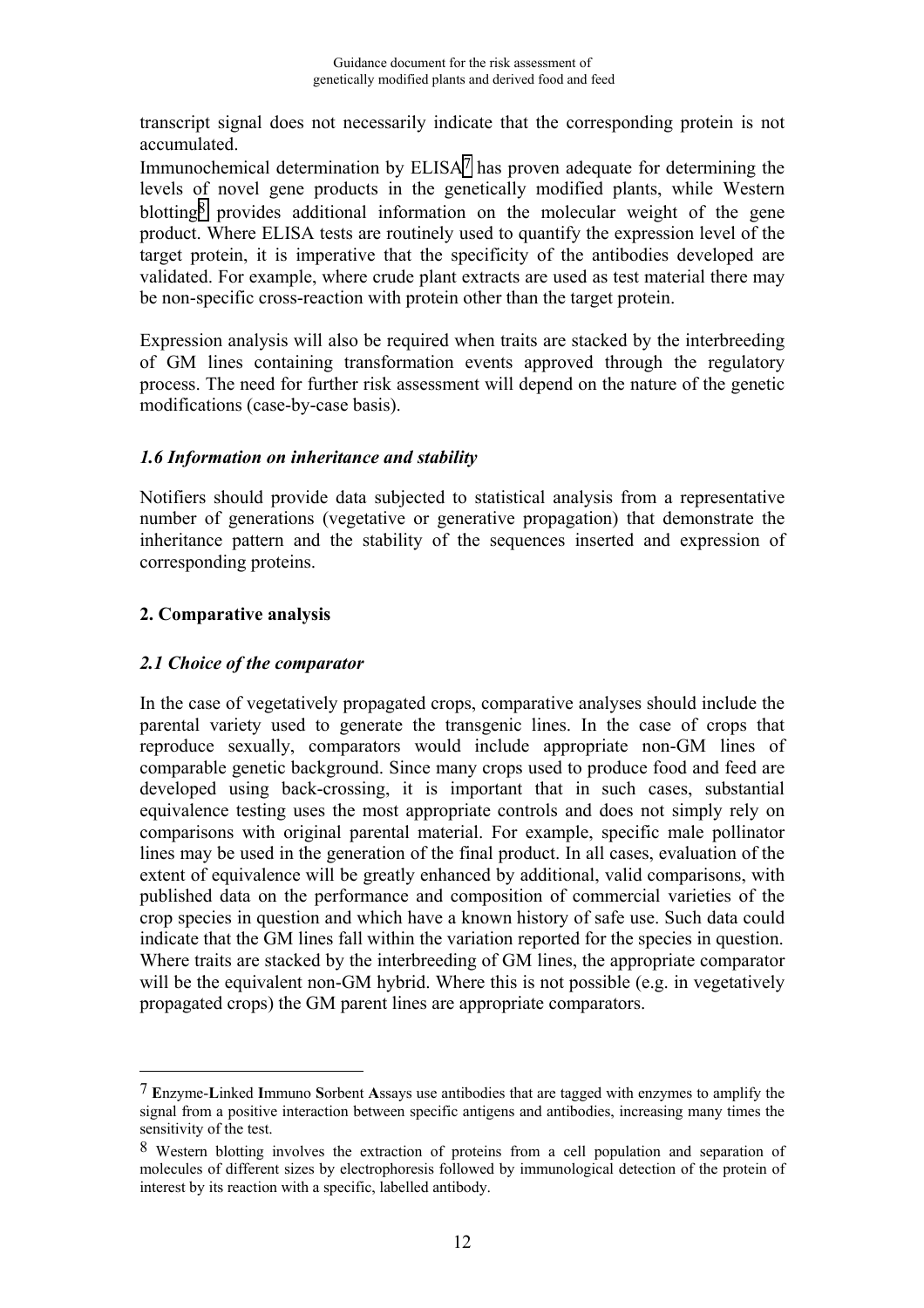transcript signal does not necessarily indicate that the corresponding protein is not accumulated.

Immunochemical determination by ELISA[7] has proven adequate for determining the levels of novel gene products in the genetically modified plants, while Western blotting[8] provides additional information on the molecular weight of the gene product. Where ELISA tests are routinely used to quantify the expression level of the target protein, it is imperative that the specificity of the antibodies developed are validated. For example, where crude plant extracts are used as test material there may be non-specific cross-reaction with protein other than the target protein.

Expression analysis will also be required when traits are stacked by the interbreeding of GM lines containing transformation events approved through the regulatory process. The need for further risk assessment will depend on the nature of the genetic modifications (case-by-case basis).

### *1.6 Information on inheritance and stability*

Notifiers should provide data subjected to statistical analysis from a representative number of generations (vegetative or generative propagation) that demonstrate the inheritance pattern and the stability of the sequences inserted and expression of corresponding proteins.

## 2. Comparative analysis

### *2.1 Choice of the comparator*

In the case of vegetatively propagated crops, comparative analyses should include the parental variety used to generate the transgenic lines. In the case of crops that reproduce sexually, comparators would include appropriate non-GM lines of comparable genetic background. Since many crops used to produce food and feed are developed using back-crossing, it is important that in such cases, substantial equivalence testing uses the most appropriate controls and does not simply rely on comparisons with original parental material. For example, specific male pollinator lines may be used in the generation of the final product. In all cases, evaluation of the extent of equivalence will be greatly enhanced by additional, valid comparisons, with published data on the performance and composition of commercial varieties of the crop species in question and which have a known history of safe use. Such data could indicate that the GM lines fall within the variation reported for the species in question. Where traits are stacked by the interbreeding of GM lines, the appropriate comparator will be the equivalent non-GM hybrid. Where this is not possible (e.g. in vegetatively propagated crops) the GM parent lines are appropriate comparators.

---

[7] **E**nzyme-**L**inked **I**mmuno **S**orbent **A**ssays use antibodies that are tagged with enzymes to amplify the signal from a positive interaction between specific antigens and antibodies, increasing many times the sensitivity of the test.

[8] Western blotting involves the extraction of proteins from a cell population and separation of molecules of different sizes by electrophoresis followed by immunological detection of the protein of interest by its reaction with a specific, labelled antibody.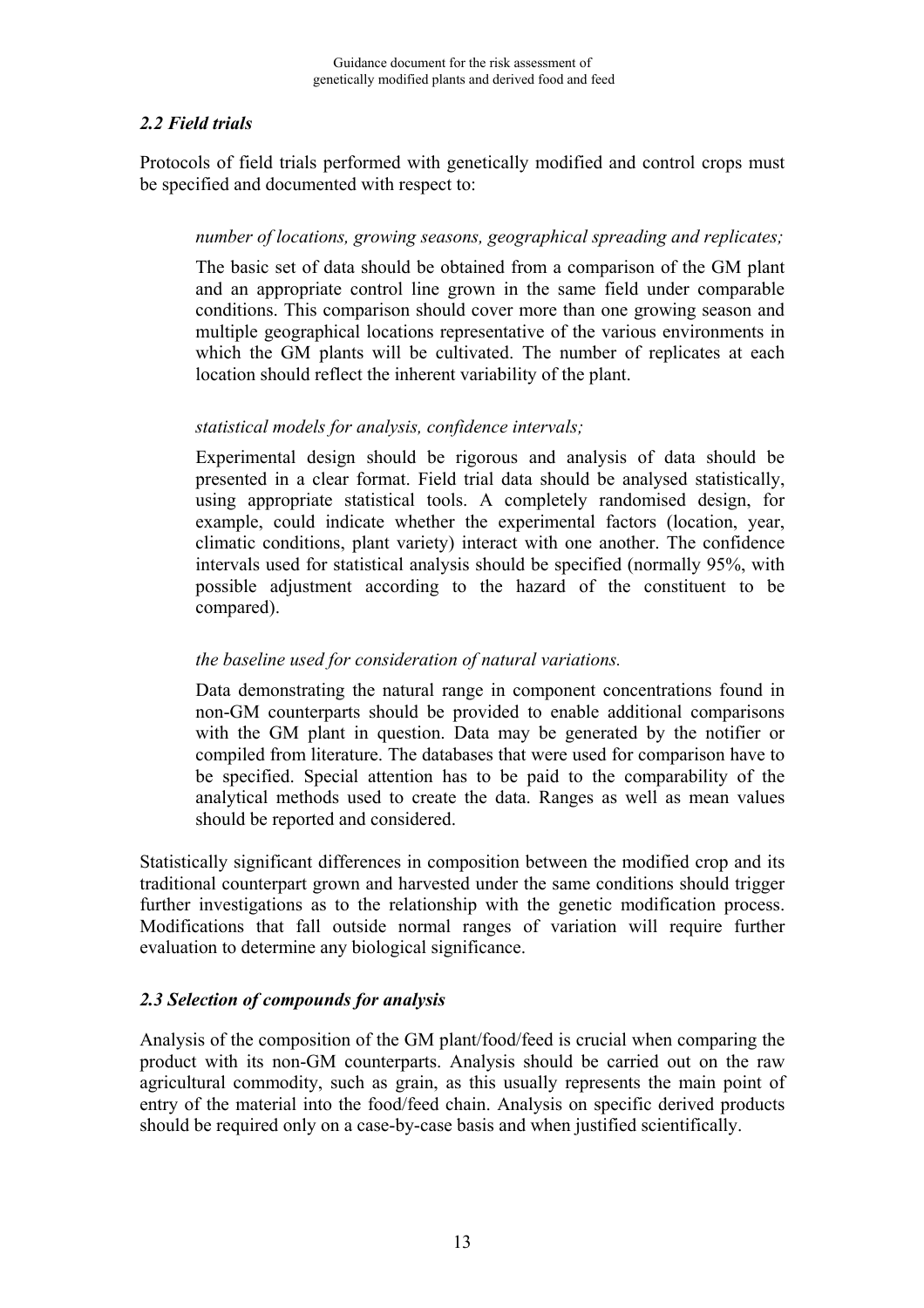### *2.2 Field trials*

Protocols of field trials performed with genetically modified and control crops must be specified and documented with respect to:

> *number of locations, growing seasons, geographical spreading and replicates;*
>
> The basic set of data should be obtained from a comparison of the GM plant and an appropriate control line grown in the same field under comparable conditions. This comparison should cover more than one growing season and multiple geographical locations representative of the various environments in which the GM plants will be cultivated. The number of replicates at each location should reflect the inherent variability of the plant.
>
> *statistical models for analysis, confidence intervals;*
>
> Experimental design should be rigorous and analysis of data should be presented in a clear format. Field trial data should be analysed statistically, using appropriate statistical tools. A completely randomised design, for example, could indicate whether the experimental factors (location, year, climatic conditions, plant variety) interact with one another. The confidence intervals used for statistical analysis should be specified (normally 95%, with possible adjustment according to the hazard of the constituent to be compared).
>
> *the baseline used for consideration of natural variations.*
>
> Data demonstrating the natural range in component concentrations found in non-GM counterparts should be provided to enable additional comparisons with the GM plant in question. Data may be generated by the notifier or compiled from literature. The databases that were used for comparison have to be specified. Special attention has to be paid to the comparability of the analytical methods used to create the data. Ranges as well as mean values should be reported and considered.

Statistically significant differences in composition between the modified crop and its traditional counterpart grown and harvested under the same conditions should trigger further investigations as to the relationship with the genetic modification process. Modifications that fall outside normal ranges of variation will require further evaluation to determine any biological significance.

### *2.3 Selection of compounds for analysis*

Analysis of the composition of the GM plant/food/feed is crucial when comparing the product with its non-GM counterparts. Analysis should be carried out on the raw agricultural commodity, such as grain, as this usually represents the main point of entry of the material into the food/feed chain. Analysis on specific derived products should be required only on a case-by-case basis and when justified scientifically.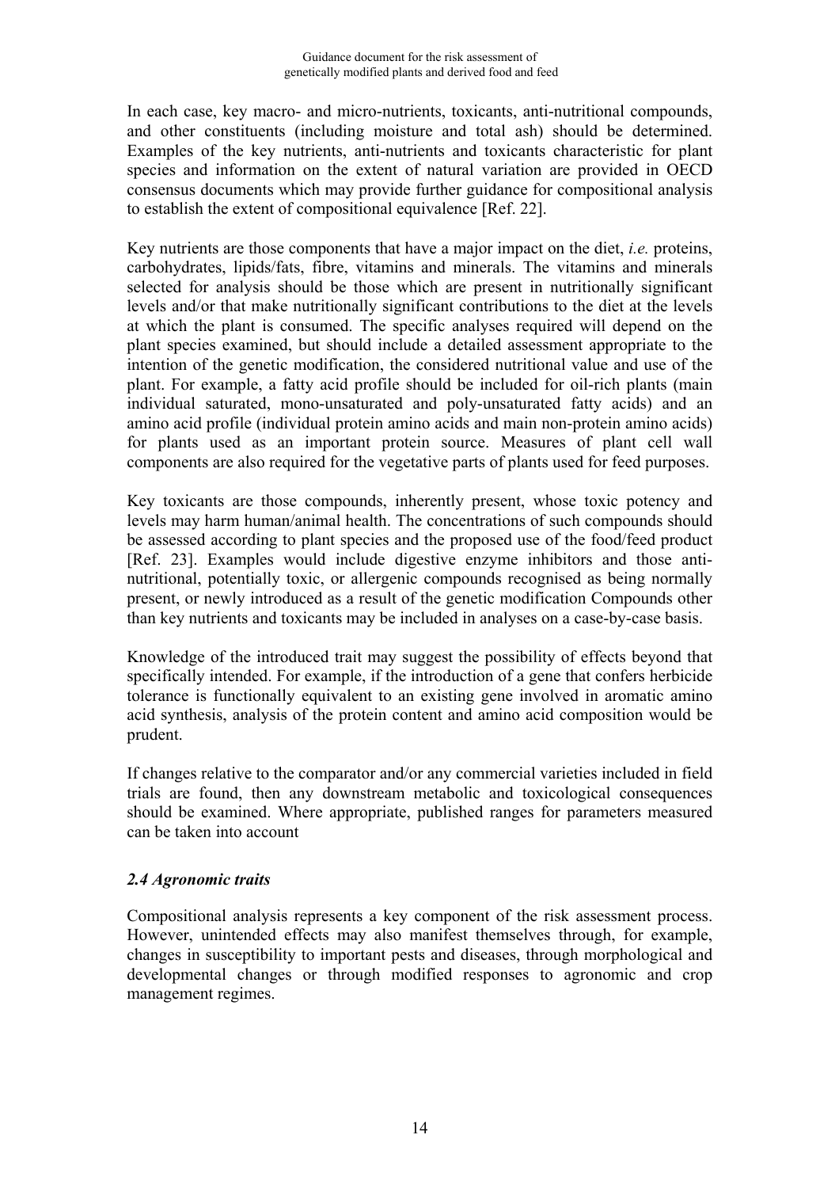In each case, key macro- and micro-nutrients, toxicants, anti-nutritional compounds, and other constituents (including moisture and total ash) should be determined. Examples of the key nutrients, anti-nutrients and toxicants characteristic for plant species and information on the extent of natural variation are provided in OECD consensus documents which may provide further guidance for compositional analysis to establish the extent of compositional equivalence [Ref. 22].

Key nutrients are those components that have a major impact on the diet, *i.e.* proteins, carbohydrates, lipids/fats, fibre, vitamins and minerals. The vitamins and minerals selected for analysis should be those which are present in nutritionally significant levels and/or that make nutritionally significant contributions to the diet at the levels at which the plant is consumed. The specific analyses required will depend on the plant species examined, but should include a detailed assessment appropriate to the intention of the genetic modification, the considered nutritional value and use of the plant. For example, a fatty acid profile should be included for oil-rich plants (main individual saturated, mono-unsaturated and poly-unsaturated fatty acids) and an amino acid profile (individual protein amino acids and main non-protein amino acids) for plants used as an important protein source. Measures of plant cell wall components are also required for the vegetative parts of plants used for feed purposes.

Key toxicants are those compounds, inherently present, whose toxic potency and levels may harm human/animal health. The concentrations of such compounds should be assessed according to plant species and the proposed use of the food/feed product [Ref. 23]. Examples would include digestive enzyme inhibitors and those anti-nutritional, potentially toxic, or allergenic compounds recognised as being normally present, or newly introduced as a result of the genetic modification Compounds other than key nutrients and toxicants may be included in analyses on a case-by-case basis.

Knowledge of the introduced trait may suggest the possibility of effects beyond that specifically intended. For example, if the introduction of a gene that confers herbicide tolerance is functionally equivalent to an existing gene involved in aromatic amino acid synthesis, analysis of the protein content and amino acid composition would be prudent.

If changes relative to the comparator and/or any commercial varieties included in field trials are found, then any downstream metabolic and toxicological consequences should be examined. Where appropriate, published ranges for parameters measured can be taken into account

### *2.4 Agronomic traits*

Compositional analysis represents a key component of the risk assessment process. However, unintended effects may also manifest themselves through, for example, changes in susceptibility to important pests and diseases, through morphological and developmental changes or through modified responses to agronomic and crop management regimes.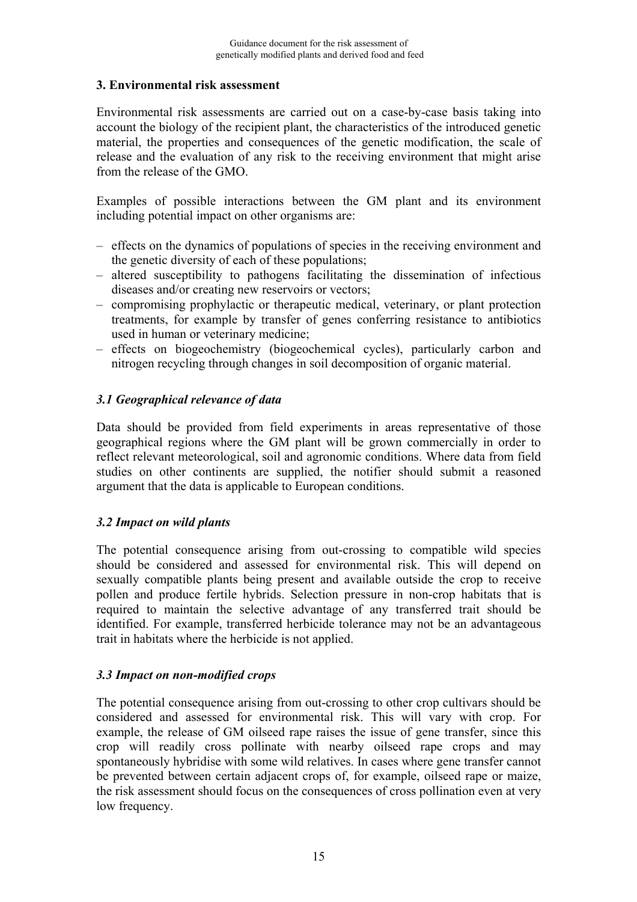## 3. Environmental risk assessment

Environmental risk assessments are carried out on a case-by-case basis taking into account the biology of the recipient plant, the characteristics of the introduced genetic material, the properties and consequences of the genetic modification, the scale of release and the evaluation of any risk to the receiving environment that might arise from the release of the GMO.

Examples of possible interactions between the GM plant and its environment including potential impact on other organisms are:

- effects on the dynamics of populations of species in the receiving environment and the genetic diversity of each of these populations;
- altered susceptibility to pathogens facilitating the dissemination of infectious diseases and/or creating new reservoirs or vectors;
- compromising prophylactic or therapeutic medical, veterinary, or plant protection treatments, for example by transfer of genes conferring resistance to antibiotics used in human or veterinary medicine;
- effects on biogeochemistry (biogeochemical cycles), particularly carbon and nitrogen recycling through changes in soil decomposition of organic material.

### *3.1 Geographical relevance of data*

Data should be provided from field experiments in areas representative of those geographical regions where the GM plant will be grown commercially in order to reflect relevant meteorological, soil and agronomic conditions. Where data from field studies on other continents are supplied, the notifier should submit a reasoned argument that the data is applicable to European conditions.

### *3.2 Impact on wild plants*

The potential consequence arising from out-crossing to compatible wild species should be considered and assessed for environmental risk. This will depend on sexually compatible plants being present and available outside the crop to receive pollen and produce fertile hybrids. Selection pressure in non-crop habitats that is required to maintain the selective advantage of any transferred trait should be identified. For example, transferred herbicide tolerance may not be an advantageous trait in habitats where the herbicide is not applied.

### *3.3 Impact on non-modified crops*

The potential consequence arising from out-crossing to other crop cultivars should be considered and assessed for environmental risk. This will vary with crop. For example, the release of GM oilseed rape raises the issue of gene transfer, since this crop will readily cross pollinate with nearby oilseed rape crops and may spontaneously hybridise with some wild relatives. In cases where gene transfer cannot be prevented between certain adjacent crops of, for example, oilseed rape or maize, the risk assessment should focus on the consequences of cross pollination even at very low frequency.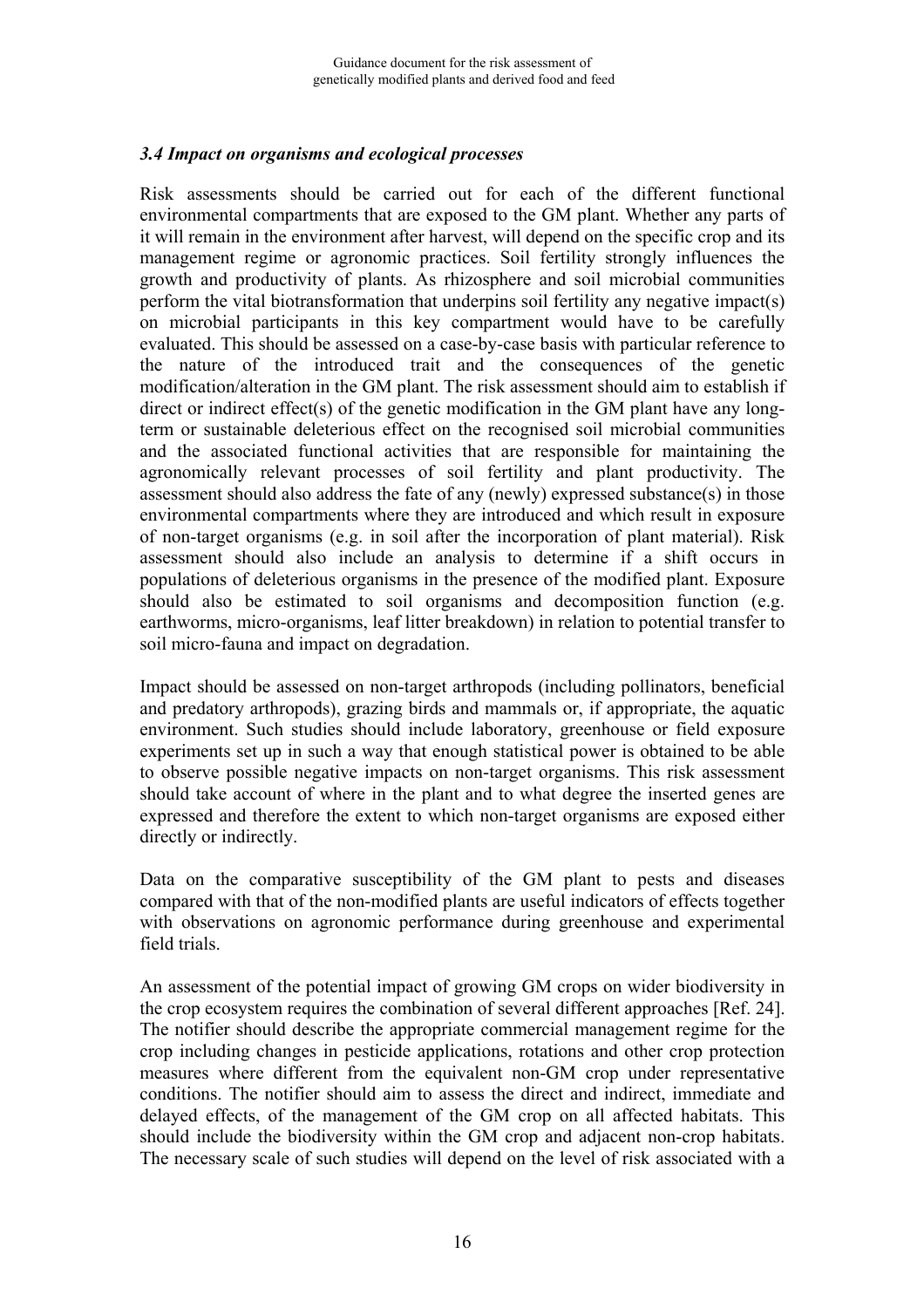### *3.4 Impact on organisms and ecological processes*

Risk assessments should be carried out for each of the different functional environmental compartments that are exposed to the GM plant. Whether any parts of it will remain in the environment after harvest, will depend on the specific crop and its management regime or agronomic practices. Soil fertility strongly influences the growth and productivity of plants. As rhizosphere and soil microbial communities perform the vital biotransformation that underpins soil fertility any negative impact(s) on microbial participants in this key compartment would have to be carefully evaluated. This should be assessed on a case-by-case basis with particular reference to the nature of the introduced trait and the consequences of the genetic modification/alteration in the GM plant. The risk assessment should aim to establish if direct or indirect effect(s) of the genetic modification in the GM plant have any long-term or sustainable deleterious effect on the recognised soil microbial communities and the associated functional activities that are responsible for maintaining the agronomically relevant processes of soil fertility and plant productivity. The assessment should also address the fate of any (newly) expressed substance(s) in those environmental compartments where they are introduced and which result in exposure of non-target organisms (e.g. in soil after the incorporation of plant material). Risk assessment should also include an analysis to determine if a shift occurs in populations of deleterious organisms in the presence of the modified plant. Exposure should also be estimated to soil organisms and decomposition function (e.g. earthworms, micro-organisms, leaf litter breakdown) in relation to potential transfer to soil micro-fauna and impact on degradation.

Impact should be assessed on non-target arthropods (including pollinators, beneficial and predatory arthropods), grazing birds and mammals or, if appropriate, the aquatic environment. Such studies should include laboratory, greenhouse or field exposure experiments set up in such a way that enough statistical power is obtained to be able to observe possible negative impacts on non-target organisms. This risk assessment should take account of where in the plant and to what degree the inserted genes are expressed and therefore the extent to which non-target organisms are exposed either directly or indirectly.

Data on the comparative susceptibility of the GM plant to pests and diseases compared with that of the non-modified plants are useful indicators of effects together with observations on agronomic performance during greenhouse and experimental field trials.

An assessment of the potential impact of growing GM crops on wider biodiversity in the crop ecosystem requires the combination of several different approaches [Ref. 24]. The notifier should describe the appropriate commercial management regime for the crop including changes in pesticide applications, rotations and other crop protection measures where different from the equivalent non-GM crop under representative conditions. The notifier should aim to assess the direct and indirect, immediate and delayed effects, of the management of the GM crop on all affected habitats. This should include the biodiversity within the GM crop and adjacent non-crop habitats. The necessary scale of such studies will depend on the level of risk associated with a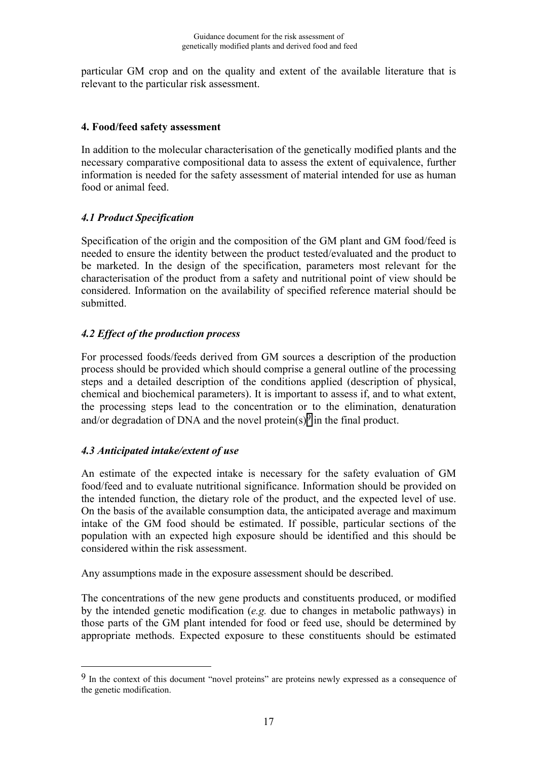particular GM crop and on the quality and extent of the available literature that is relevant to the particular risk assessment.

## 4. Food/feed safety assessment

In addition to the molecular characterisation of the genetically modified plants and the necessary comparative compositional data to assess the extent of equivalence, further information is needed for the safety assessment of material intended for use as human food or animal feed.

### *4.1 Product Specification*

Specification of the origin and the composition of the GM plant and GM food/feed is needed to ensure the identity between the product tested/evaluated and the product to be marketed. In the design of the specification, parameters most relevant for the characterisation of the product from a safety and nutritional point of view should be considered. Information on the availability of specified reference material should be submitted.

### *4.2 Effect of the production process*

For processed foods/feeds derived from GM sources a description of the production process should be provided which should comprise a general outline of the processing steps and a detailed description of the conditions applied (description of physical, chemical and biochemical parameters). It is important to assess if, and to what extent, the processing steps lead to the concentration or to the elimination, denaturation and/or degradation of DNA and the novel protein(s)[9] in the final product.

### *4.3 Anticipated intake/extent of use*

An estimate of the expected intake is necessary for the safety evaluation of GM food/feed and to evaluate nutritional significance. Information should be provided on the intended function, the dietary role of the product, and the expected level of use. On the basis of the available consumption data, the anticipated average and maximum intake of the GM food should be estimated. If possible, particular sections of the population with an expected high exposure should be identified and this should be considered within the risk assessment.

Any assumptions made in the exposure assessment should be described.

The concentrations of the new gene products and constituents produced, or modified by the intended genetic modification (*e.g.* due to changes in metabolic pathways) in those parts of the GM plant intended for food or feed use, should be determined by appropriate methods. Expected exposure to these constituents should be estimated

---

[9] In the context of this document "novel proteins" are proteins newly expressed as a consequence of the genetic modification.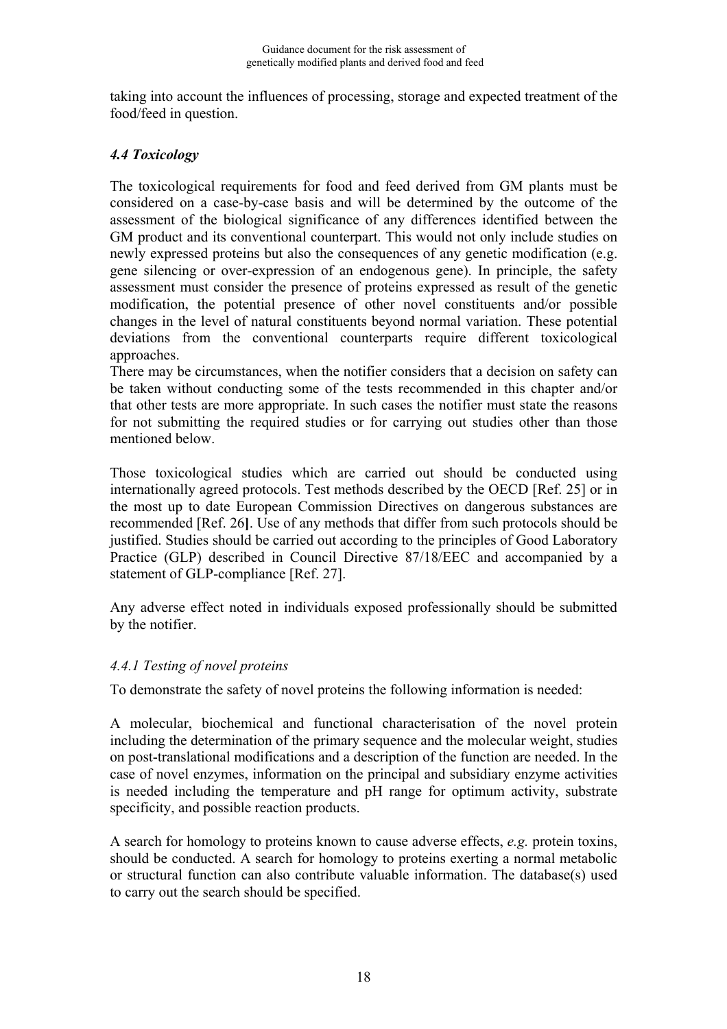taking into account the influences of processing, storage and expected treatment of the food/feed in question.

### *4.4 Toxicology*

The toxicological requirements for food and feed derived from GM plants must be considered on a case-by-case basis and will be determined by the outcome of the assessment of the biological significance of any differences identified between the GM product and its conventional counterpart. This would not only include studies on newly expressed proteins but also the consequences of any genetic modification (e.g. gene silencing or over-expression of an endogenous gene). In principle, the safety assessment must consider the presence of proteins expressed as result of the genetic modification, the potential presence of other novel constituents and/or possible changes in the level of natural constituents beyond normal variation. These potential deviations from the conventional counterparts require different toxicological approaches.
There may be circumstances, when the notifier considers that a decision on safety can be taken without conducting some of the tests recommended in this chapter and/or that other tests are more appropriate. In such cases the notifier must state the reasons for not submitting the required studies or for carrying out studies other than those mentioned below.

Those toxicological studies which are carried out should be conducted using internationally agreed protocols. Test methods described by the OECD [Ref. 25] or in the most up to date European Commission Directives on dangerous substances are recommended [Ref. 26**]**. Use of any methods that differ from such protocols should be justified. Studies should be carried out according to the principles of Good Laboratory Practice (GLP) described in Council Directive 87/18/EEC and accompanied by a statement of GLP-compliance [Ref. 27].

Any adverse effect noted in individuals exposed professionally should be submitted by the notifier.

#### *4.4.1 Testing of novel proteins*

To demonstrate the safety of novel proteins the following information is needed:

A molecular, biochemical and functional characterisation of the novel protein including the determination of the primary sequence and the molecular weight, studies on post-translational modifications and a description of the function are needed. In the case of novel enzymes, information on the principal and subsidiary enzyme activities is needed including the temperature and pH range for optimum activity, substrate specificity, and possible reaction products.

A search for homology to proteins known to cause adverse effects, *e.g.* protein toxins, should be conducted. A search for homology to proteins exerting a normal metabolic or structural function can also contribute valuable information. The database(s) used to carry out the search should be specified.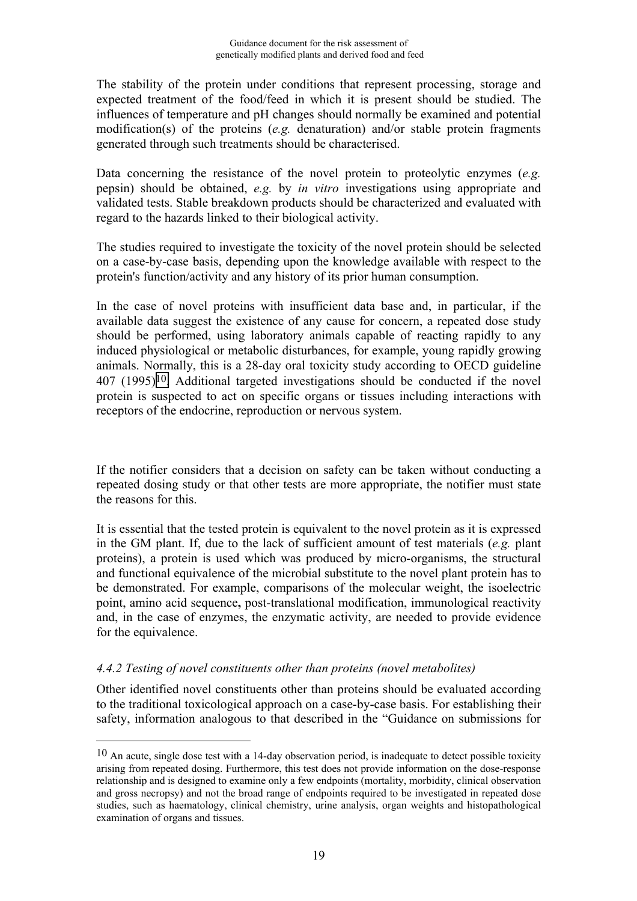The stability of the protein under conditions that represent processing, storage and expected treatment of the food/feed in which it is present should be studied. The influences of temperature and pH changes should normally be examined and potential modification(s) of the proteins (*e.g.* denaturation) and/or stable protein fragments generated through such treatments should be characterised.

Data concerning the resistance of the novel protein to proteolytic enzymes (*e.g.* pepsin) should be obtained, *e.g.* by *in vitro* investigations using appropriate and validated tests. Stable breakdown products should be characterized and evaluated with regard to the hazards linked to their biological activity.

The studies required to investigate the toxicity of the novel protein should be selected on a case-by-case basis, depending upon the knowledge available with respect to the protein's function/activity and any history of its prior human consumption.

In the case of novel proteins with insufficient data base and, in particular, if the available data suggest the existence of any cause for concern, a repeated dose study should be performed, using laboratory animals capable of reacting rapidly to any induced physiological or metabolic disturbances, for example, young rapidly growing animals. Normally, this is a 28-day oral toxicity study according to OECD guideline 407 (1995)[10]. Additional targeted investigations should be conducted if the novel protein is suspected to act on specific organs or tissues including interactions with receptors of the endocrine, reproduction or nervous system.

If the notifier considers that a decision on safety can be taken without conducting a repeated dosing study or that other tests are more appropriate, the notifier must state the reasons for this.

It is essential that the tested protein is equivalent to the novel protein as it is expressed in the GM plant. If, due to the lack of sufficient amount of test materials (*e.g.* plant proteins), a protein is used which was produced by micro-organisms, the structural and functional equivalence of the microbial substitute to the novel plant protein has to be demonstrated. For example, comparisons of the molecular weight, the isoelectric point, amino acid sequence**,** post-translational modification, immunological reactivity and, in the case of enzymes, the enzymatic activity, are needed to provide evidence for the equivalence.

### *4.4.2 Testing of novel constituents other than proteins (novel metabolites)*

Other identified novel constituents other than proteins should be evaluated according to the traditional toxicological approach on a case-by-case basis. For establishing their safety, information analogous to that described in the "Guidance on submissions for

---

[10] An acute, single dose test with a 14-day observation period, is inadequate to detect possible toxicity arising from repeated dosing. Furthermore, this test does not provide information on the dose-response relationship and is designed to examine only a few endpoints (mortality, morbidity, clinical observation and gross necropsy) and not the broad range of endpoints required to be investigated in repeated dose studies, such as haematology, clinical chemistry, urine analysis, organ weights and histopathological examination of organs and tissues.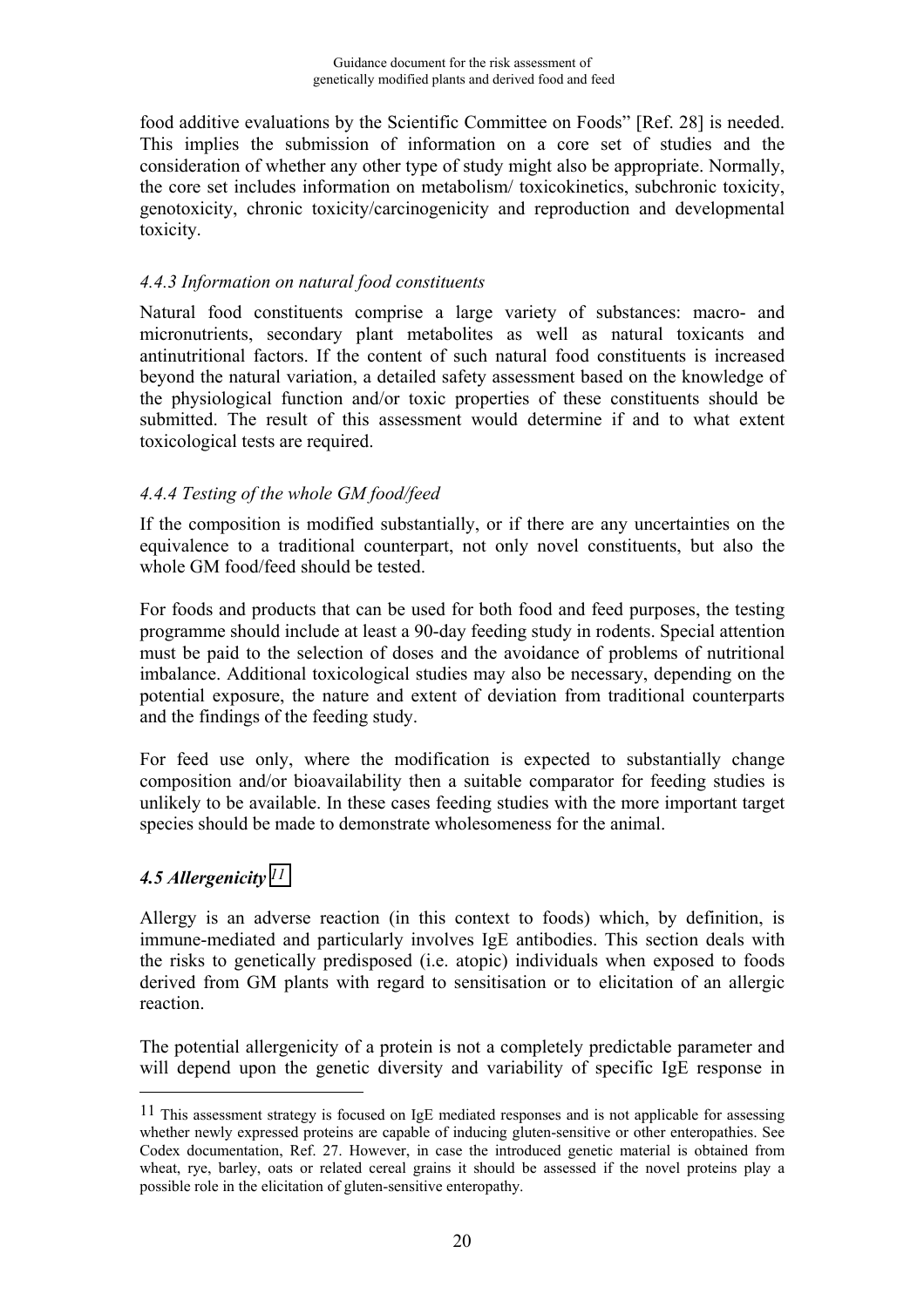food additive evaluations by the Scientific Committee on Foods" [Ref. 28] is needed. This implies the submission of information on a core set of studies and the consideration of whether any other type of study might also be appropriate. Normally, the core set includes information on metabolism/ toxicokinetics, subchronic toxicity, genotoxicity, chronic toxicity/carcinogenicity and reproduction and developmental toxicity.

### *4.4.3 Information on natural food constituents*

Natural food constituents comprise a large variety of substances: macro- and micronutrients, secondary plant metabolites as well as natural toxicants and antinutritional factors. If the content of such natural food constituents is increased beyond the natural variation, a detailed safety assessment based on the knowledge of the physiological function and/or toxic properties of these constituents should be submitted. The result of this assessment would determine if and to what extent toxicological tests are required.

### *4.4.4 Testing of the whole GM food/feed*

If the composition is modified substantially, or if there are any uncertainties on the equivalence to a traditional counterpart, not only novel constituents, but also the whole GM food/feed should be tested.

For foods and products that can be used for both food and feed purposes, the testing programme should include at least a 90-day feeding study in rodents. Special attention must be paid to the selection of doses and the avoidance of problems of nutritional imbalance. Additional toxicological studies may also be necessary, depending on the potential exposure, the nature and extent of deviation from traditional counterparts and the findings of the feeding study.

For feed use only, where the modification is expected to substantially change composition and/or bioavailability then a suitable comparator for feeding studies is unlikely to be available. In these cases feeding studies with the more important target species should be made to demonstrate wholesomeness for the animal.

## *4.5 Allergenicity* [11]

Allergy is an adverse reaction (in this context to foods) which, by definition, is immune-mediated and particularly involves IgE antibodies. This section deals with the risks to genetically predisposed (i.e. atopic) individuals when exposed to foods derived from GM plants with regard to sensitisation or to elicitation of an allergic reaction.

The potential allergenicity of a protein is not a completely predictable parameter and will depend upon the genetic diversity and variability of specific IgE response in

---

[11] This assessment strategy is focused on IgE mediated responses and is not applicable for assessing whether newly expressed proteins are capable of inducing gluten-sensitive or other enteropathies. See Codex documentation, Ref. 27. However, in case the introduced genetic material is obtained from wheat, rye, barley, oats or related cereal grains it should be assessed if the novel proteins play a possible role in the elicitation of gluten-sensitive enteropathy.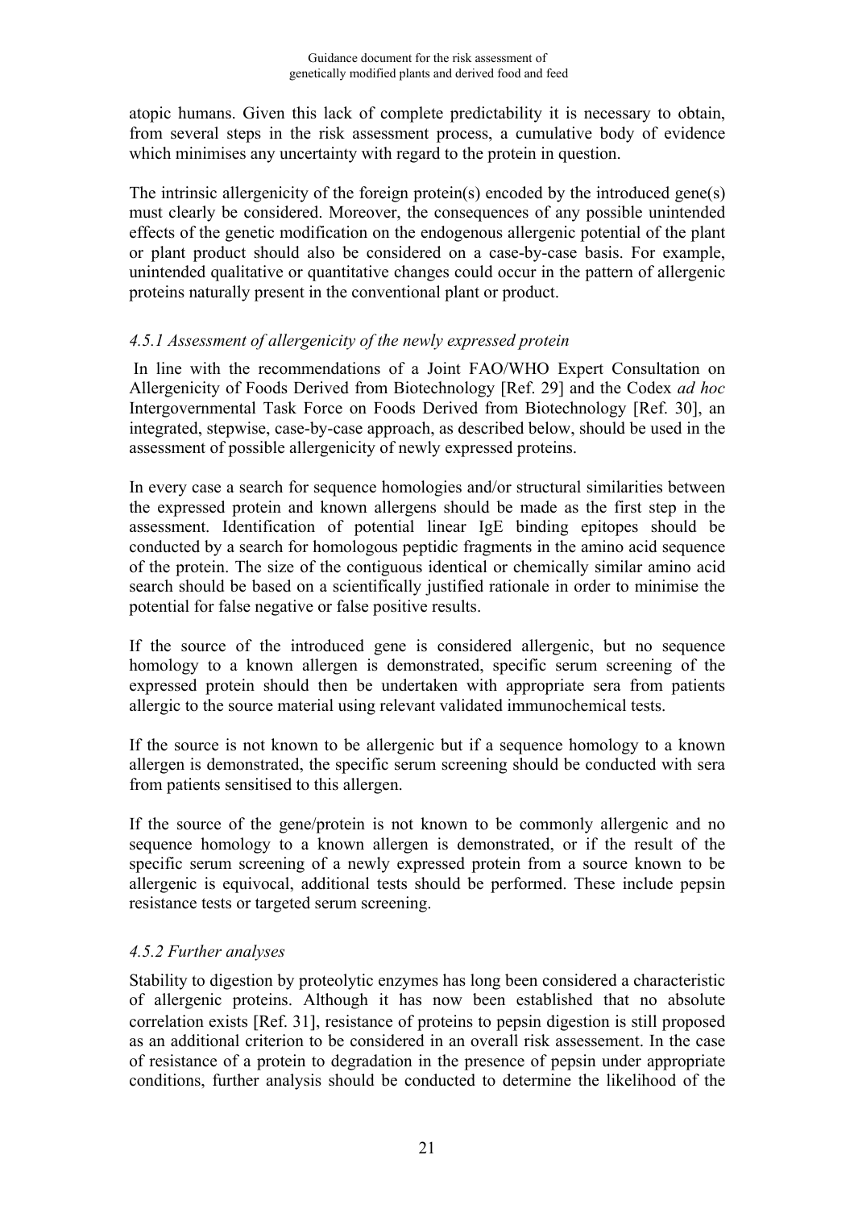atopic humans. Given this lack of complete predictability it is necessary to obtain, from several steps in the risk assessment process, a cumulative body of evidence which minimises any uncertainty with regard to the protein in question.

The intrinsic allergenicity of the foreign protein(s) encoded by the introduced gene(s) must clearly be considered. Moreover, the consequences of any possible unintended effects of the genetic modification on the endogenous allergenic potential of the plant or plant product should also be considered on a case-by-case basis. For example, unintended qualitative or quantitative changes could occur in the pattern of allergenic proteins naturally present in the conventional plant or product.

### *4.5.1 Assessment of allergenicity of the newly expressed protein*

In line with the recommendations of a Joint FAO/WHO Expert Consultation on Allergenicity of Foods Derived from Biotechnology [Ref. 29] and the Codex *ad hoc* Intergovernmental Task Force on Foods Derived from Biotechnology [Ref. 30], an integrated, stepwise, case-by-case approach, as described below, should be used in the assessment of possible allergenicity of newly expressed proteins.

In every case a search for sequence homologies and/or structural similarities between the expressed protein and known allergens should be made as the first step in the assessment. Identification of potential linear IgE binding epitopes should be conducted by a search for homologous peptidic fragments in the amino acid sequence of the protein. The size of the contiguous identical or chemically similar amino acid search should be based on a scientifically justified rationale in order to minimise the potential for false negative or false positive results.

If the source of the introduced gene is considered allergenic, but no sequence homology to a known allergen is demonstrated, specific serum screening of the expressed protein should then be undertaken with appropriate sera from patients allergic to the source material using relevant validated immunochemical tests.

If the source is not known to be allergenic but if a sequence homology to a known allergen is demonstrated, the specific serum screening should be conducted with sera from patients sensitised to this allergen.

If the source of the gene/protein is not known to be commonly allergenic and no sequence homology to a known allergen is demonstrated, or if the result of the specific serum screening of a newly expressed protein from a source known to be allergenic is equivocal, additional tests should be performed. These include pepsin resistance tests or targeted serum screening.

### *4.5.2 Further analyses*

Stability to digestion by proteolytic enzymes has long been considered a characteristic of allergenic proteins. Although it has now been established that no absolute correlation exists [Ref. 31], resistance of proteins to pepsin digestion is still proposed as an additional criterion to be considered in an overall risk assessement. In the case of resistance of a protein to degradation in the presence of pepsin under appropriate conditions, further analysis should be conducted to determine the likelihood of the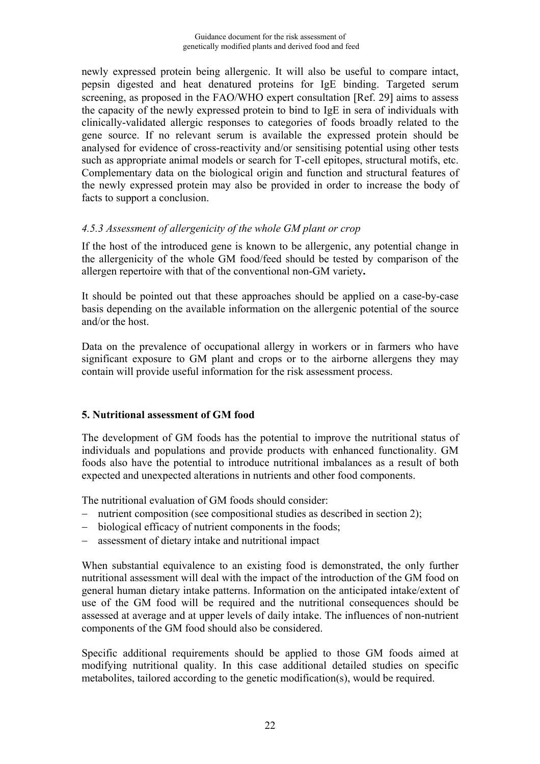newly expressed protein being allergenic. It will also be useful to compare intact, pepsin digested and heat denatured proteins for IgE binding. Targeted serum screening, as proposed in the FAO/WHO expert consultation [Ref. 29] aims to assess the capacity of the newly expressed protein to bind to IgE in sera of individuals with clinically-validated allergic responses to categories of foods broadly related to the gene source. If no relevant serum is available the expressed protein should be analysed for evidence of cross-reactivity and/or sensitising potential using other tests such as appropriate animal models or search for T-cell epitopes, structural motifs, etc. Complementary data on the biological origin and function and structural features of the newly expressed protein may also be provided in order to increase the body of facts to support a conclusion.

### *4.5.3 Assessment of allergenicity of the whole GM plant or crop*

If the host of the introduced gene is known to be allergenic, any potential change in the allergenicity of the whole GM food/feed should be tested by comparison of the allergen repertoire with that of the conventional non-GM variety**.**

It should be pointed out that these approaches should be applied on a case-by-case basis depending on the available information on the allergenic potential of the source and/or the host.

Data on the prevalence of occupational allergy in workers or in farmers who have significant exposure to GM plant and crops or to the airborne allergens they may contain will provide useful information for the risk assessment process.

## **5. Nutritional assessment of GM food**

The development of GM foods has the potential to improve the nutritional status of individuals and populations and provide products with enhanced functionality. GM foods also have the potential to introduce nutritional imbalances as a result of both expected and unexpected alterations in nutrients and other food components.

The nutritional evaluation of GM foods should consider:

- nutrient composition (see compositional studies as described in section 2);
- biological efficacy of nutrient components in the foods;
- assessment of dietary intake and nutritional impact

When substantial equivalence to an existing food is demonstrated, the only further nutritional assessment will deal with the impact of the introduction of the GM food on general human dietary intake patterns. Information on the anticipated intake/extent of use of the GM food will be required and the nutritional consequences should be assessed at average and at upper levels of daily intake. The influences of non-nutrient components of the GM food should also be considered.

Specific additional requirements should be applied to those GM foods aimed at modifying nutritional quality. In this case additional detailed studies on specific metabolites, tailored according to the genetic modification(s), would be required.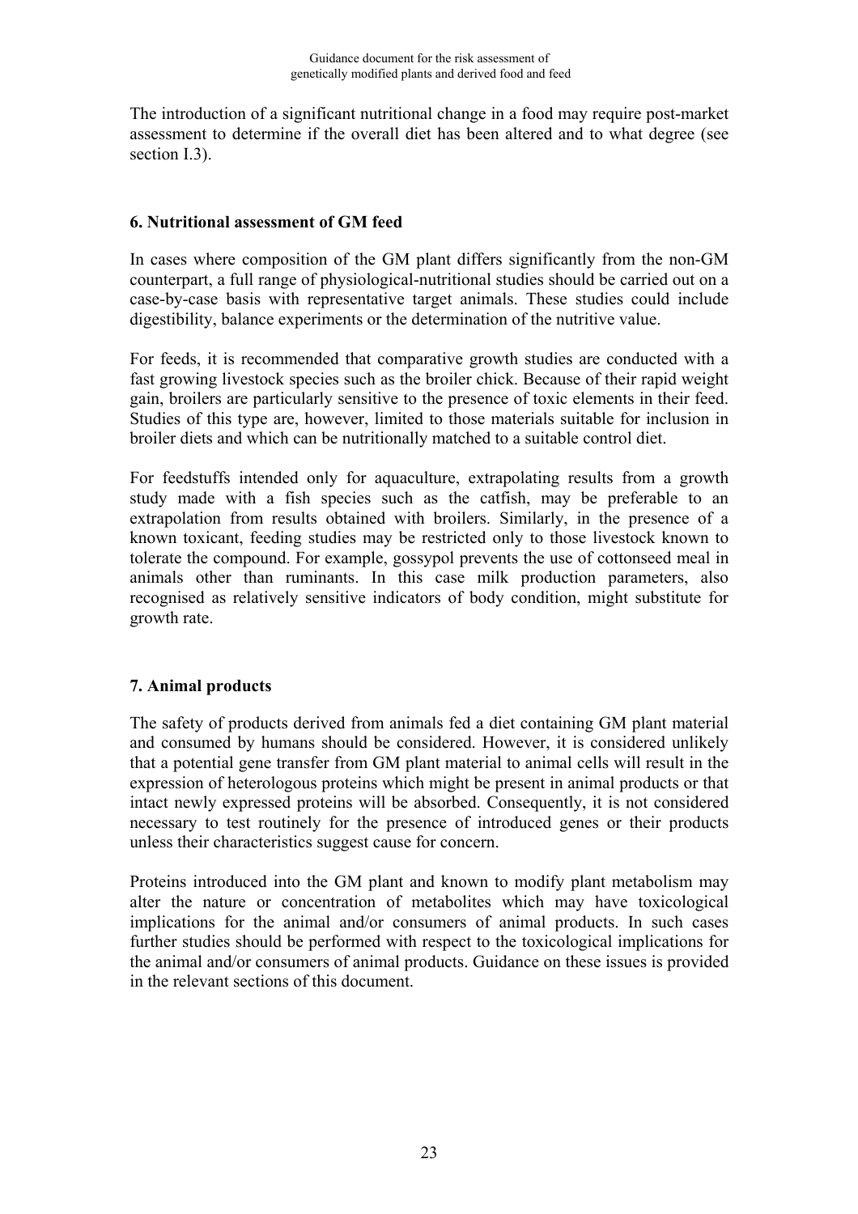The introduction of a significant nutritional change in a food may require post-market assessment to determine if the overall diet has been altered and to what degree (see section I.3).

## 6. Nutritional assessment of GM feed

In cases where composition of the GM plant differs significantly from the non-GM counterpart, a full range of physiological-nutritional studies should be carried out on a case-by-case basis with representative target animals. These studies could include digestibility, balance experiments or the determination of the nutritive value.

For feeds, it is recommended that comparative growth studies are conducted with a fast growing livestock species such as the broiler chick. Because of their rapid weight gain, broilers are particularly sensitive to the presence of toxic elements in their feed. Studies of this type are, however, limited to those materials suitable for inclusion in broiler diets and which can be nutritionally matched to a suitable control diet.

For feedstuffs intended only for aquaculture, extrapolating results from a growth study made with a fish species such as the catfish, may be preferable to an extrapolation from results obtained with broilers. Similarly, in the presence of a known toxicant, feeding studies may be restricted only to those livestock known to tolerate the compound. For example, gossypol prevents the use of cottonseed meal in animals other than ruminants. In this case milk production parameters, also recognised as relatively sensitive indicators of body condition, might substitute for growth rate.

## 7. Animal products

The safety of products derived from animals fed a diet containing GM plant material and consumed by humans should be considered. However, it is considered unlikely that a potential gene transfer from GM plant material to animal cells will result in the expression of heterologous proteins which might be present in animal products or that intact newly expressed proteins will be absorbed. Consequently, it is not considered necessary to test routinely for the presence of introduced genes or their products unless their characteristics suggest cause for concern.

Proteins introduced into the GM plant and known to modify plant metabolism may alter the nature or concentration of metabolites which may have toxicological implications for the animal and/or consumers of animal products. In such cases further studies should be performed with respect to the toxicological implications for the animal and/or consumers of animal products. Guidance on these issues is provided in the relevant sections of this document.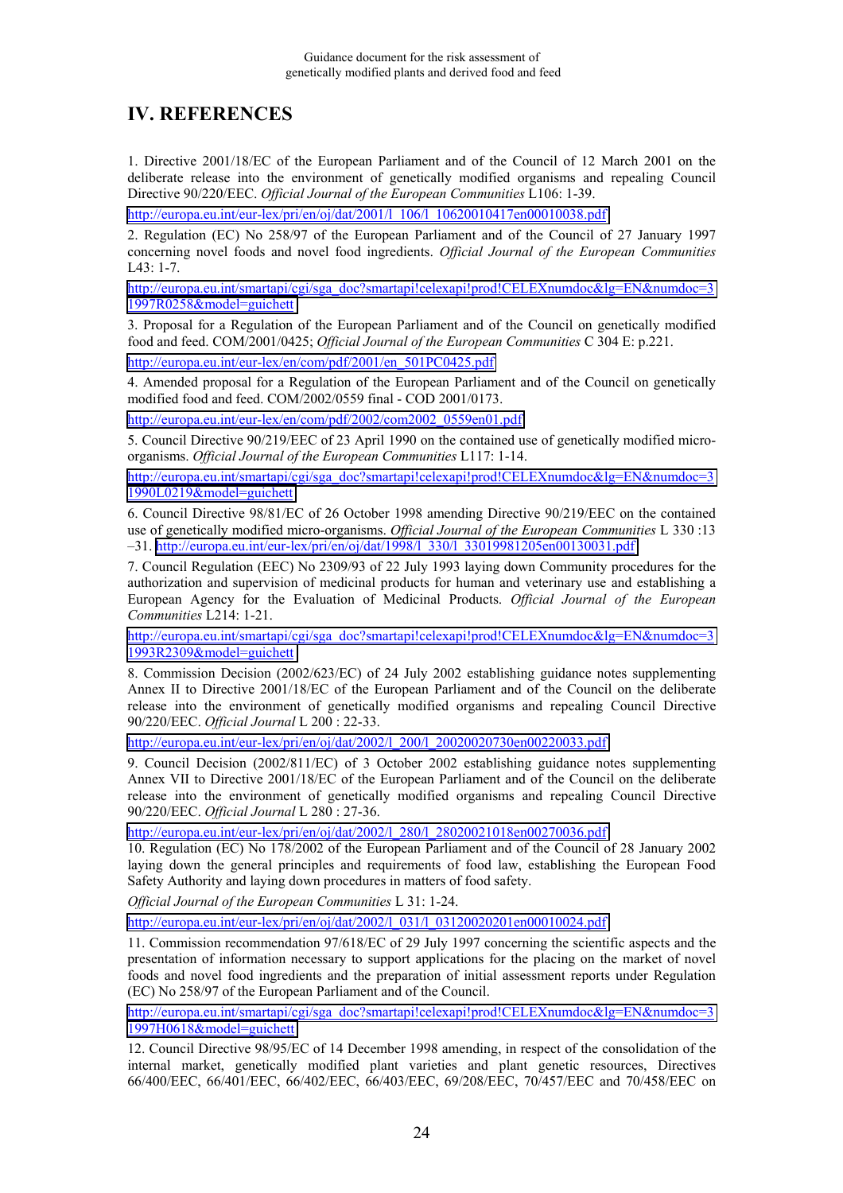# IV. REFERENCES

1. Directive 2001/18/EC of the European Parliament and of the Council of 12 March 2001 on the deliberate release into the environment of genetically modified organisms and repealing Council Directive 90/220/EEC. *Official Journal of the European Communities* L106: 1-39.

http://europa.eu.int/eur-lex/pri/en/oj/dat/2001/l_106/l_10620010417en00010038.pdf

2. Regulation (EC) No 258/97 of the European Parliament and of the Council of 27 January 1997 concerning novel foods and novel food ingredients. *Official Journal of the European Communities* L43: 1-7.

http://europa.eu.int/smartapi/cgi/sga_doc?smartapi!celexapi!prod!CELEXnumdoc&lg=EN&numdoc=31997R0258&model=guichett

3. Proposal for a Regulation of the European Parliament and of the Council on genetically modified food and feed. COM/2001/0425; *Official Journal of the European Communities* C 304 E: p.221.

http://europa.eu.int/eur-lex/en/com/pdf/2001/en_501PC0425.pdf

4. Amended proposal for a Regulation of the European Parliament and of the Council on genetically modified food and feed. COM/2002/0559 final - COD 2001/0173.

http://europa.eu.int/eur-lex/en/com/pdf/2002/com2002_0559en01.pdf

5. Council Directive 90/219/EEC of 23 April 1990 on the contained use of genetically modified micro-organisms. *Official Journal of the European Communities* L117: 1-14.

http://europa.eu.int/smartapi/cgi/sga_doc?smartapi!celexapi!prod!CELEXnumdoc&lg=EN&numdoc=31990L0219&model=guichett

6. Council Directive 98/81/EC of 26 October 1998 amending Directive 90/219/EEC on the contained use of genetically modified micro-organisms. *Official Journal of the European Communities* L 330 :13 –31. http://europa.eu.int/eur-lex/pri/en/oj/dat/1998/l_330/l_33019981205en00130031.pdf

7. Council Regulation (EEC) No 2309/93 of 22 July 1993 laying down Community procedures for the authorization and supervision of medicinal products for human and veterinary use and establishing a European Agency for the Evaluation of Medicinal Products. *Official Journal of the European Communities* L214: 1-21.

http://europa.eu.int/smartapi/cgi/sga_doc?smartapi!celexapi!prod!CELEXnumdoc&lg=EN&numdoc=31993R2309&model=guichett

8. Commission Decision (2002/623/EC) of 24 July 2002 establishing guidance notes supplementing Annex II to Directive 2001/18/EC of the European Parliament and of the Council on the deliberate release into the environment of genetically modified organisms and repealing Council Directive 90/220/EEC. *Official Journal* L 200 : 22-33.

http://europa.eu.int/eur-lex/pri/en/oj/dat/2002/l_200/l_20020020730en00220033.pdf

9. Council Decision (2002/811/EC) of 3 October 2002 establishing guidance notes supplementing Annex VII to Directive 2001/18/EC of the European Parliament and of the Council on the deliberate release into the environment of genetically modified organisms and repealing Council Directive 90/220/EEC. *Official Journal* L 280 : 27-36.

http://europa.eu.int/eur-lex/pri/en/oj/dat/2002/l_280/l_28020021018en00270036.pdf

10. Regulation (EC) No 178/2002 of the European Parliament and of the Council of 28 January 2002 laying down the general principles and requirements of food law, establishing the European Food Safety Authority and laying down procedures in matters of food safety.

*Official Journal of the European Communities* L 31: 1-24.

http://europa.eu.int/eur-lex/pri/en/oj/dat/2002/l_031/l_03120020201en00010024.pdf

11. Commission recommendation 97/618/EC of 29 July 1997 concerning the scientific aspects and the presentation of information necessary to support applications for the placing on the market of novel foods and novel food ingredients and the preparation of initial assessment reports under Regulation (EC) No 258/97 of the European Parliament and of the Council.

http://europa.eu.int/smartapi/cgi/sga_doc?smartapi!celexapi!prod!CELEXnumdoc&lg=EN&numdoc=31997H0618&model=guichett

12. Council Directive 98/95/EC of 14 December 1998 amending, in respect of the consolidation of the internal market, genetically modified plant varieties and plant genetic resources, Directives 66/400/EEC, 66/401/EEC, 66/402/EEC, 66/403/EEC, 69/208/EEC, 70/457/EEC and 70/458/EEC on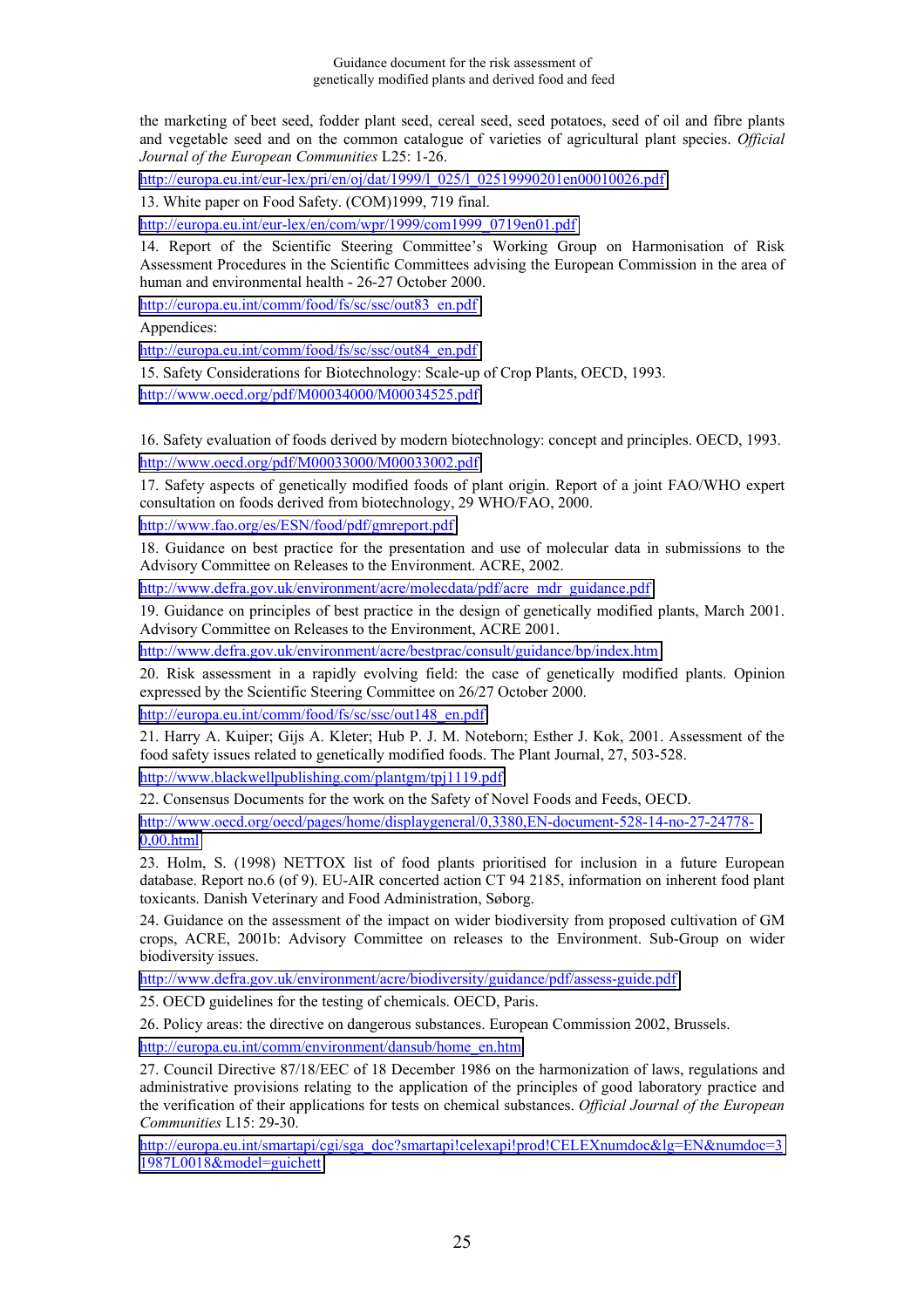the marketing of beet seed, fodder plant seed, cereal seed, seed potatoes, seed of oil and fibre plants and vegetable seed and on the common catalogue of varieties of agricultural plant species. *Official Journal of the European Communities* L25: 1-26.

http://europa.eu.int/eur-lex/pri/en/oj/dat/1999/l_025/l_02519990201en00010026.pdf

13. White paper on Food Safety. (COM)1999, 719 final.

http://europa.eu.int/eur-lex/en/com/wpr/1999/com1999_0719en01.pdf

14. Report of the Scientific Steering Committee's Working Group on Harmonisation of Risk Assessment Procedures in the Scientific Committees advising the European Commission in the area of human and environmental health - 26-27 October 2000.

http://europa.eu.int/comm/food/fs/sc/ssc/out83_en.pdf

Appendices:

http://europa.eu.int/comm/food/fs/sc/ssc/out84_en.pdf

15. Safety Considerations for Biotechnology: Scale-up of Crop Plants, OECD, 1993.

http://www.oecd.org/pdf/M00034000/M00034525.pdf

16. Safety evaluation of foods derived by modern biotechnology: concept and principles. OECD, 1993.

http://www.oecd.org/pdf/M00033000/M00033002.pdf

17. Safety aspects of genetically modified foods of plant origin. Report of a joint FAO/WHO expert consultation on foods derived from biotechnology, 29 WHO/FAO, 2000.

http://www.fao.org/es/ESN/food/pdf/gmreport.pdf

18. Guidance on best practice for the presentation and use of molecular data in submissions to the Advisory Committee on Releases to the Environment. ACRE, 2002.

http://www.defra.gov.uk/environment/acre/molecdata/pdf/acre_mdr_guidance.pdf

19. Guidance on principles of best practice in the design of genetically modified plants, March 2001. Advisory Committee on Releases to the Environment, ACRE 2001.

http://www.defra.gov.uk/environment/acre/bestprac/consult/guidance/bp/index.htm

20. Risk assessment in a rapidly evolving field: the case of genetically modified plants. Opinion expressed by the Scientific Steering Committee on 26/27 October 2000.

http://europa.eu.int/comm/food/fs/sc/ssc/out148_en.pdf

21. Harry A. Kuiper; Gijs A. Kleter; Hub P. J. M. Noteborn; Esther J. Kok, 2001. Assessment of the food safety issues related to genetically modified foods. The Plant Journal, 27, 503-528.

http://www.blackwellpublishing.com/plantgm/tpj1119.pdf

22. Consensus Documents for the work on the Safety of Novel Foods and Feeds, OECD.

http://www.oecd.org/oecd/pages/home/displaygeneral/0,3380,EN-document-528-14-no-27-24778-0,00.html

23. Holm, S. (1998) NETTOX list of food plants prioritised for inclusion in a future European database. Report no.6 (of 9). EU-AIR concerted action CT 94 2185, information on inherent food plant toxicants. Danish Veterinary and Food Administration, Søborg.

24. Guidance on the assessment of the impact on wider biodiversity from proposed cultivation of GM crops, ACRE, 2001b: Advisory Committee on releases to the Environment. Sub-Group on wider biodiversity issues.

http://www.defra.gov.uk/environment/acre/biodiversity/guidance/pdf/assess-guide.pdf

25. OECD guidelines for the testing of chemicals. OECD, Paris.

26. Policy areas: the directive on dangerous substances. European Commission 2002, Brussels.

http://europa.eu.int/comm/environment/dansub/home_en.htm

27. Council Directive 87/18/EEC of 18 December 1986 on the harmonization of laws, regulations and administrative provisions relating to the application of the principles of good laboratory practice and the verification of their applications for tests on chemical substances. *Official Journal of the European Communities* L15: 29-30.

http://europa.eu.int/smartapi/cgi/sga_doc?smartapi!celexapi!prod!CELEXnumdoc&lg=EN&numdoc=31987L0018&model=guichett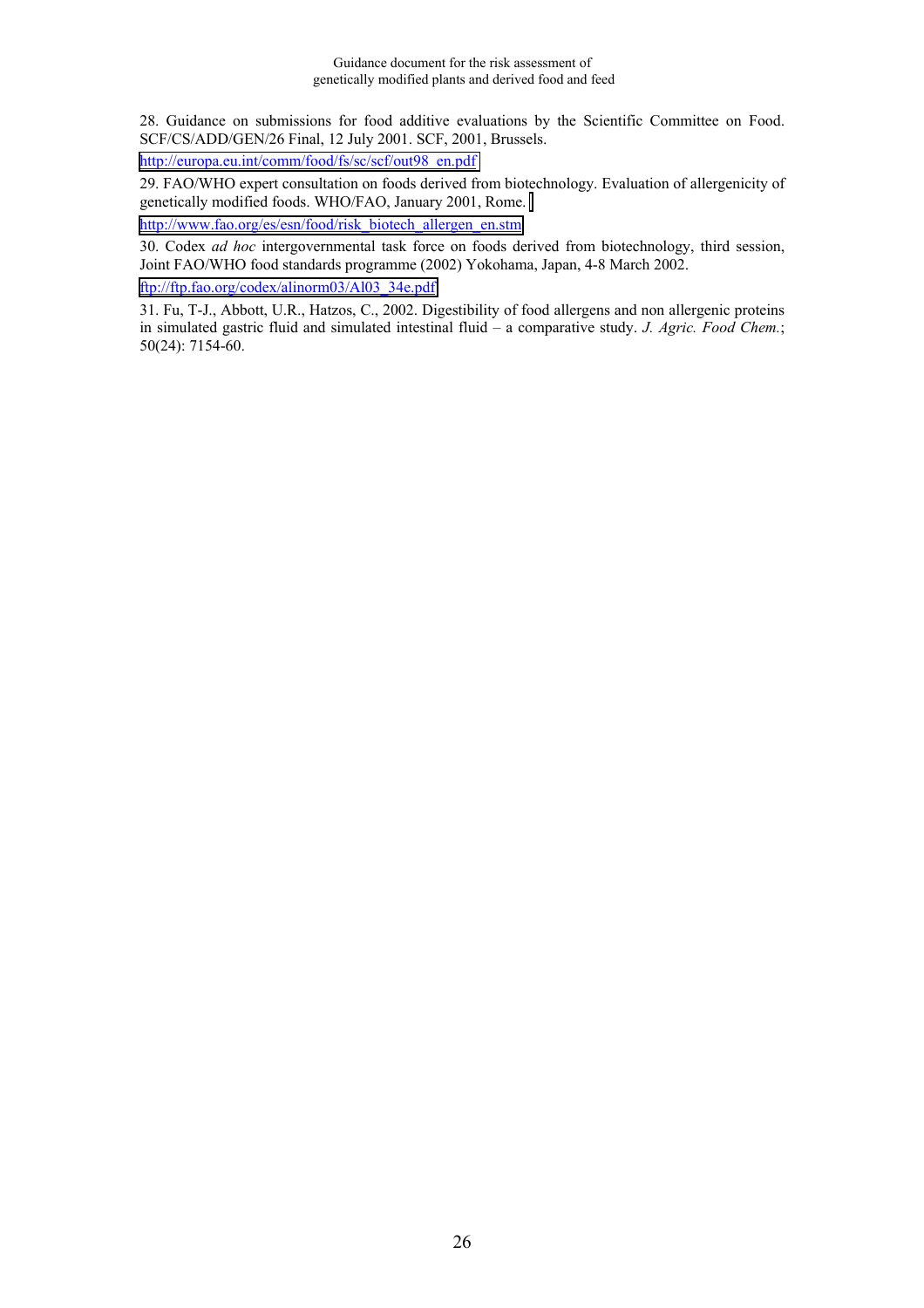28. Guidance on submissions for food additive evaluations by the Scientific Committee on Food. SCF/CS/ADD/GEN/26 Final, 12 July 2001. SCF, 2001, Brussels.

http://europa.eu.int/comm/food/fs/sc/scf/out98_en.pdf

29. FAO/WHO expert consultation on foods derived from biotechnology. Evaluation of allergenicity of genetically modified foods. WHO/FAO, January 2001, Rome.

http://www.fao.org/es/esn/food/risk_biotech_allergen_en.stm

30. Codex *ad hoc* intergovernmental task force on foods derived from biotechnology, third session, Joint FAO/WHO food standards programme (2002) Yokohama, Japan, 4-8 March 2002.

ftp://ftp.fao.org/codex/alinorm03/Al03_34e.pdf

31. Fu, T-J., Abbott, U.R., Hatzos, C., 2002. Digestibility of food allergens and non allergenic proteins in simulated gastric fluid and simulated intestinal fluid – a comparative study. *J. Agric. Food Chem.*; 50(24): 7154-60.